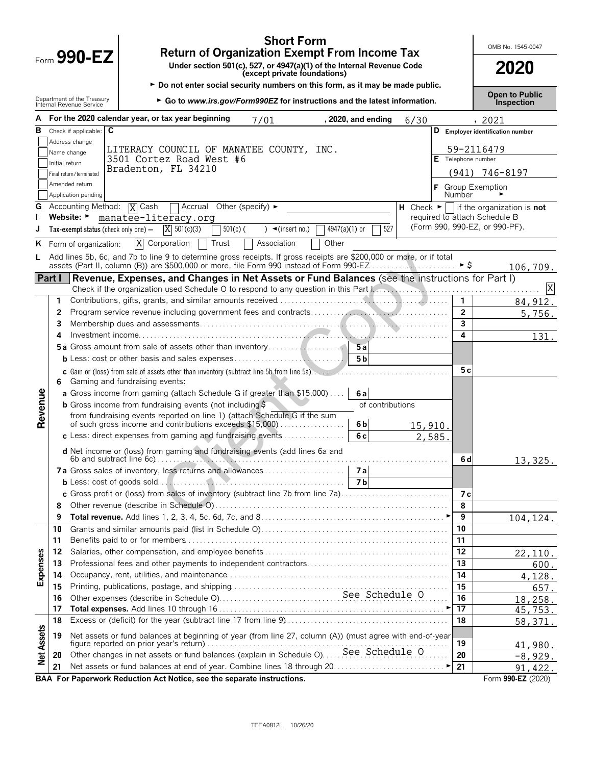# Form 990-EZ

## Short Form
## Return of Organization Exempt From Income Tax

**Under section 501(c), 527, or 4947(a)(1) of the Internal Revenue Code (except private foundations)**

► Do not enter social security numbers on this form, as it may be made public.

► Go to *www.irs.gov/Form990EZ* for instructions and the latest information.

Department of the Treasury
Internal Revenue Service

OMB No. 1545-0047

**2020**

**Open to Public Inspection**

**A** For the 2020 calendar year, or tax year beginning 7/01, 2020, and ending 6/30, 2021

**B** Check if applicable:
- [ ] Address change
- [ ] Name change
- [ ] Initial return
- [ ] Final return/terminated
- [ ] Amended return
- [ ] Application pending

**C**
LITERACY COUNCIL OF MANATEE COUNTY, INC.
3501 Cortez Road West #6
Bradenton, FL 34210

**D** Employer identification number: 59-2116479

**E** Telephone number: (941) 746-8197

**F** Group Exemption Number ►

**G** Accounting Method: [X] Cash [ ] Accrual Other (specify) ►

**H** Check ► [ ] if the organization is **not** required to attach Schedule B (Form 990, 990-EZ, or 990-PF).

**I** Website: ► manatee-literacy.org

**J** Tax-exempt status (check only one) — [X] 501(c)(3) [ ] 501(c) ( ) ◄(insert no.) [ ] 4947(a)(1) or [ ] 527

**K** Form of organization: [X] Corporation [ ] Trust [ ] Association [ ] Other

**L** Add lines 5b, 6c, and 7b to line 9 to determine gross receipts. If gross receipts are $200,000 or more, or if total assets (Part II, column (B)) are $500,000 or more, file Form 990 instead of Form 990-EZ ► $ 106,709.

## Part I — Revenue, Expenses, and Changes in Net Assets or Fund Balances (see the instructions for Part I)

Check if the organization used Schedule O to respond to any question in this Part I [X]

| Section | Line | Description | Sub-line | Sub-amount | Line | Amount |
|---|---|---|---|---|---|---|
| Revenue | 1 | Contributions, gifts, grants, and similar amounts received | | | 1 | 84,912. |
| | 2 | Program service revenue including government fees and contracts | | | 2 | 5,756. |
| | 3 | Membership dues and assessments | | | 3 | |
| | 4 | Investment income | | | 4 | 131. |
| | 5a | Gross amount from sale of assets other than inventory | 5a | | | |
| | b | Less: cost or other basis and sales expenses | 5b | | | |
| | c | Gain or (loss) from sale of assets other than inventory (subtract line 5b from line 5a) | | | 5c | |
| | 6 | Gaming and fundraising events: | | | | |
| | a | Gross income from gaming (attach Schedule G if greater than $15,000) | 6a | | | |
| | b | Gross income from fundraising events (not including $ of contributions from fundraising events reported on line 1) (attach Schedule G if the sum of such gross income and contributions exceeds $15,000) | 6b | 15,910. | | |
| | c | Less: direct expenses from gaming and fundraising events | 6c | 2,585. | | |
| | d | Net income or (loss) from gaming and fundraising events (add lines 6a and 6b and subtract line 6c) | | | 6d | 13,325. |
| | 7a | Gross sales of inventory, less returns and allowances | 7a | | | |
| | b | Less: cost of goods sold | 7b | | | |
| | c | Gross profit or (loss) from sales of inventory (subtract line 7b from line 7a) | | | 7c | |
| | 8 | Other revenue (describe in Schedule O) | | | 8 | |
| | 9 | **Total revenue.** Add lines 1, 2, 3, 4, 5c, 6d, 7c, and 8 ► | | | 9 | 104,124. |
| Expenses | 10 | Grants and similar amounts paid (list in Schedule O) | | | 10 | |
| | 11 | Benefits paid to or for members | | | 11 | |
| | 12 | Salaries, other compensation, and employee benefits | | | 12 | 22,110. |
| | 13 | Professional fees and other payments to independent contractors | | | 13 | 600. |
| | 14 | Occupancy, rent, utilities, and maintenance | | | 14 | 4,128. |
| | 15 | Printing, publications, postage, and shipping | | | 15 | 657. |
| | 16 | Other expenses (describe in Schedule O) See Schedule O | | | 16 | 18,258. |
| | 17 | **Total expenses.** Add lines 10 through 16 ► | | | 17 | 45,753. |
| Net Assets | 18 | Excess or (deficit) for the year (subtract line 17 from line 9) | | | 18 | 58,371. |
| | 19 | Net assets or fund balances at beginning of year (from line 27, column (A)) (must agree with end-of-year figure reported on prior year's return) | | | 19 | 41,980. |
| | 20 | Other changes in net assets or fund balances (explain in Schedule O) See Schedule O | | | 20 | -8,929. |
| | 21 | Net assets or fund balances at end of year. Combine lines 18 through 20 ► | | | 21 | 91,422. |

**BAA For Paperwork Reduction Act Notice, see the separate instructions.** Form **990-EZ** (2020)

TEEA0812L 10/26/20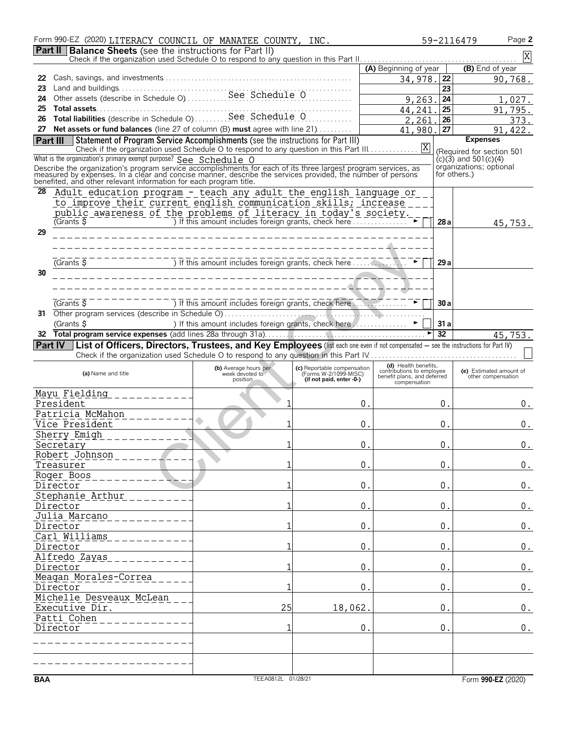Form 990-EZ (2020) LITERACY COUNCIL OF MANATEE COUNTY, INC. 59-2116479

## Part II Balance Sheets (see the instructions for Part II)

Check if the organization used Schedule O to respond to any question in this Part II . . . . . [X]

| | | (A) Beginning of year | | (B) End of year |
|---|---|---|---|---|
| 22 | Cash, savings, and investments | 34,978. | 22 | 90,768. |
| 23 | Land and buildings | | 23 | |
| 24 | Other assets (describe in Schedule O) See Schedule O | 9,263. | 24 | 1,027. |
| 25 | **Total assets** | 44,241. | 25 | 91,795. |
| 26 | **Total liabilities** (describe in Schedule O) See Schedule O | 2,261. | 26 | 373. |
| 27 | **Net assets or fund balances** (line 27 of column (B) **must** agree with line 21) | 41,980. | 27 | 91,422. |

## Part III Statement of Program Service Accomplishments (see the instructions for Part III)

Check if the organization used Schedule O to respond to any question in this Part III . . . . . [X]

What is the organization's primary exempt purpose? See Schedule O

Describe the organization's program service accomplishments for each of its three largest program services, as measured by expenses. In a clear and concise manner, describe the services provided, the number of persons benefited, and other relevant information for each program title.

**Expenses** (Required for section 501(c)(3) and 501(c)(4) organizations; optional for others.)

| | | | |
|---|---|---|---|
| 28 | Adult education program - teach any adult the english language or to improve their current english communication skills; increase public awareness of the problems of literacy in today's society. (Grants $ ) If this amount includes foreign grants, check here [ ] | 28a | 45,753. |
| 29 | (Grants $ ) If this amount includes foreign grants, check here [ ] | 29a | |
| 30 | (Grants $ ) If this amount includes foreign grants, check here [ ] | 30a | |
| 31 | Other program services (describe in Schedule O) (Grants $ ) If this amount includes foreign grants, check here [ ] | 31a | |
| 32 | **Total program service expenses** (add lines 28a through 31a) | 32 | 45,753. |

## Part IV List of Officers, Directors, Trustees, and Key Employees (list each one even if not compensated – see the instructions for Part IV)

Check if the organization used Schedule O to respond to any question in this Part IV . . . . . [ ]

| (a) Name and title | (b) Average hours per week devoted to position | (c) Reportable compensation (Forms W-2/1099-MISC) (if not paid, enter -0-) | (d) Health benefits, contributions to employee benefit plans, and deferred compensation | (e) Estimated amount of other compensation |
|---|---|---|---|---|
| Mayu Fielding, President | 1 | 0. | 0. | 0. |
| Patricia McMahon, Vice President | 1 | 0. | 0. | 0. |
| Sherry Emigh, Secretary | 1 | 0. | 0. | 0. |
| Robert Johnson, Treasurer | 1 | 0. | 0. | 0. |
| Roger Boos, Director | 1 | 0. | 0. | 0. |
| Stephanie Arthur, Director | 1 | 0. | 0. | 0. |
| Julia Marcano, Director | 1 | 0. | 0. | 0. |
| Carl Williams, Director | 1 | 0. | 0. | 0. |
| Alfredo Zayas, Director | 1 | 0. | 0. | 0. |
| Meagan Morales-Correa, Director | 1 | 0. | 0. | 0. |
| Michelle Desveaux McLean, Executive Dir. | 25 | 18,062. | 0. | 0. |
| Patti Cohen, Director | 1 | 0. | 0. | 0. |
| | | | | |
| | | | | |

BAA TEEA0812L 01/28/21 Form **990-EZ** (2020)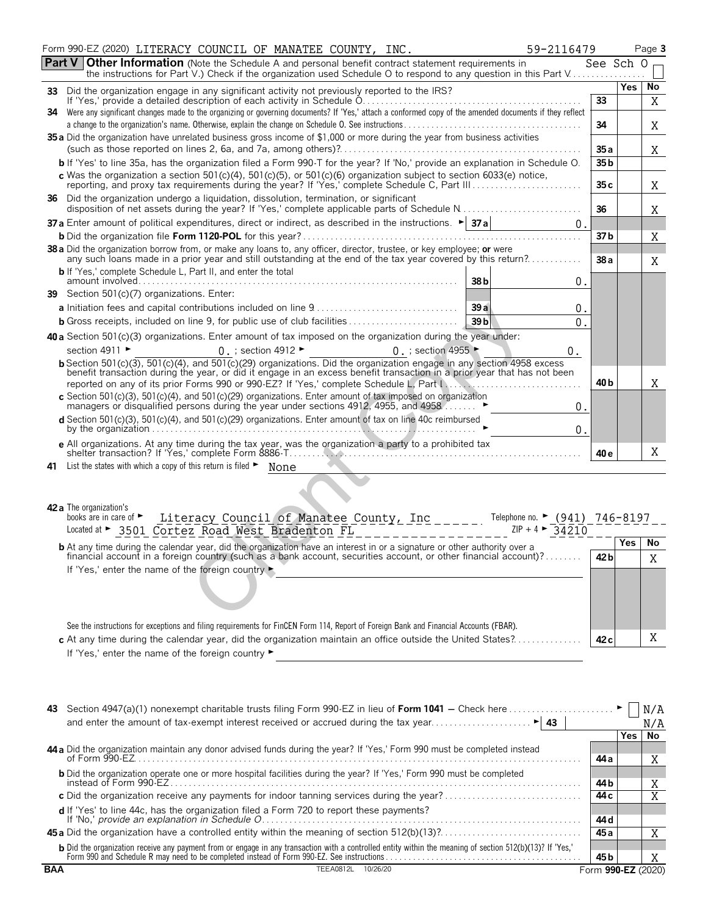Form 990-EZ (2020) LITERACY COUNCIL OF MANATEE COUNTY, INC. 59-2116479 Page **3**

**Part V Other Information** (Note the Schedule A and personal benefit contract statement requirements in the instructions for Part V.) Check if the organization used Schedule O to respond to any question in this Part V . . . See Sch O ☐

| | | | Yes | No |
|---|---|---|---|---|
| **33** | Did the organization engage in any significant activity not previously reported to the IRS? If 'Yes,' provide a detailed description of each activity in Schedule O | 33 | | X |
| **34** | Were any significant changes made to the organizing or governing documents? If 'Yes,' attach a conformed copy of the amended documents if they reflect a change to the organization's name. Otherwise, explain the change on Schedule O. See instructions | 34 | | X |
| **35 a** | Did the organization have unrelated business gross income of $1,000 or more during the year from business activities (such as those reported on lines 2, 6a, and 7a, among others)? | 35 a | | X |
| **b** | If 'Yes' to line 35a, has the organization filed a Form 990-T for the year? If 'No,' provide an explanation in Schedule O | 35 b | | |
| **c** | Was the organization a section 501(c)(4), 501(c)(5), or 501(c)(6) organization subject to section 6033(e) notice, reporting, and proxy tax requirements during the year? If 'Yes,' complete Schedule C, Part III | 35 c | | X |
| **36** | Did the organization undergo a liquidation, dissolution, termination, or significant disposition of net assets during the year? If 'Yes,' complete applicable parts of Schedule N | 36 | | X |
| **37 a** | Enter amount of political expenditures, direct or indirect, as described in the instructions. ► 37 a 0. | | | |
| **b** | Did the organization file **Form 1120-POL** for this year? | 37 b | | X |
| **38 a** | Did the organization borrow from, or make any loans to, any officer, director, trustee, or key employee; **or** were any such loans made in a prior year and still outstanding at the end of the tax year covered by this return? | 38 a | | X |
| **b** | If 'Yes,' complete Schedule L, Part II, and enter the total amount involved . . . 38 b 0. | | | |
| **39** | Section 501(c)(7) organizations. Enter: | | | |
| **a** | Initiation fees and capital contributions included on line 9 . . . 39 a 0. | | | |
| **b** | Gross receipts, included on line 9, for public use of club facilities . . . 39 b 0. | | | |
| **40 a** | Section 501(c)(3) organizations. Enter amount of tax imposed on the organization during the year under: section 4911 ► 0. ; section 4912 ► 0. ; section 4955 ► 0. | | | |
| **b** | Section 501(c)(3), 501(c)(4), and 501(c)(29) organizations. Did the organization engage in any section 4958 excess benefit transaction during the year, or did it engage in an excess benefit transaction in a prior year that has not been reported on any of its prior Forms 990 or 990-EZ? If 'Yes,' complete Schedule L, Part I | 40 b | | X |
| **c** | Section 501(c)(3), 501(c)(4), and 501(c)(29) organizations. Enter amount of tax imposed on organization managers or disqualified persons during the year under sections 4912, 4955, and 4958 ► 0. | | | |
| **d** | Section 501(c)(3), 501(c)(4), and 501(c)(29) organizations. Enter amount of tax on line 40c reimbursed by the organization ► 0. | | | |
| **e** | All organizations. At any time during the tax year, was the organization a party to a prohibited tax shelter transaction? If 'Yes,' complete Form 8886-T | 40 e | | X |

**41** List the states with which a copy of this return is filed ► None

**42 a** The organization's books are in care of ► Literacy Council of Manatee County, Inc Telephone no. ► (941) 746-8197
Located at ► 3501 Cortez Road West Bradenton FL ZIP + 4 ► 34210

| | | | Yes | No |
|---|---|---|---|---|
| **b** | At any time during the calendar year, did the organization have an interest in or a signature or other authority over a financial account in a foreign country (such as a bank account, securities account, or other financial account)? If 'Yes,' enter the name of the foreign country ► | 42 b | | X |
| | See the instructions for exceptions and filing requirements for FinCEN Form 114, Report of Foreign Bank and Financial Accounts (FBAR). | | | |
| **c** | At any time during the calendar year, did the organization maintain an office outside the United States? If 'Yes,' enter the name of the foreign country ► | 42 c | | X |

**43** Section 4947(a)(1) nonexempt charitable trusts filing Form 990-EZ in lieu of **Form 1041** — Check here . . . ► ☐ N/A
and enter the amount of tax-exempt interest received or accrued during the tax year . . . ► 43 N/A

| | | | Yes | No |
|---|---|---|---|---|
| **44 a** | Did the organization maintain any donor advised funds during the year? If 'Yes,' Form 990 must be completed instead of Form 990-EZ | 44 a | | X |
| **b** | Did the organization operate one or more hospital facilities during the year? If 'Yes,' Form 990 must be completed instead of Form 990-EZ | 44 b | | X |
| **c** | Did the organization receive any payments for indoor tanning services during the year? | 44 c | | X |
| **d** | If 'Yes' to line 44c, has the organization filed a Form 720 to report these payments? If 'No,' *provide an explanation in Schedule O* | 44 d | | |
| **45 a** | Did the organization have a controlled entity within the meaning of section 512(b)(13)? | 45 a | | X |
| **b** | Did the organization receive any payment from or engage in any transaction with a controlled entity within the meaning of section 512(b)(13)? If 'Yes,' Form 990 and Schedule R may need to be completed instead of Form 990-EZ. See instructions | 45 b | | X |

BAA TEEA0812L 10/26/20 Form **990-EZ** (2020)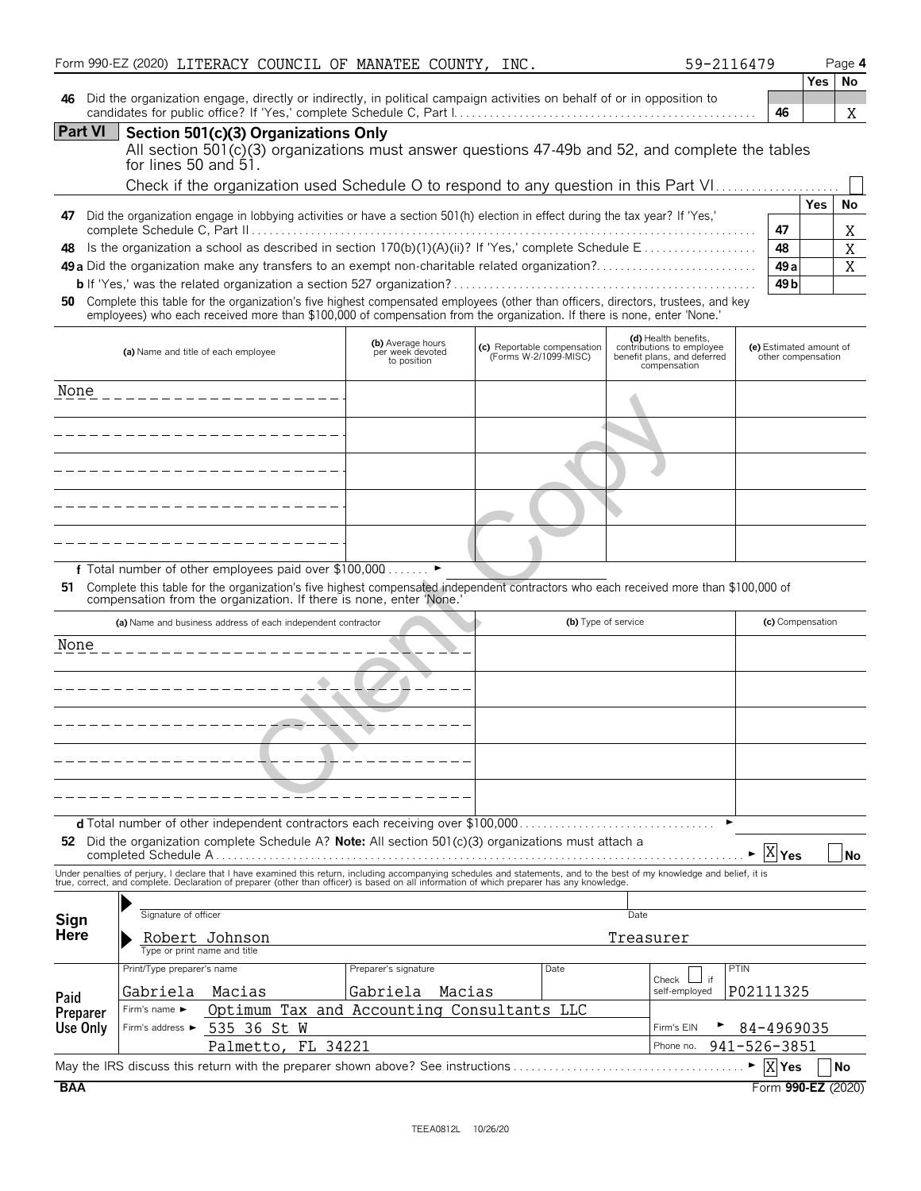Form 990-EZ (2020) LITERACY COUNCIL OF MANATEE COUNTY, INC. 59-2116479

| | | | Yes | No |
|---|---|---|---|---|
| **46** | Did the organization engage, directly or indirectly, in political campaign activities on behalf of or in opposition to candidates for public office? If 'Yes,' complete Schedule C, Part I | 46 | | X |

## Part VI Section 501(c)(3) Organizations Only

All section 501(c)(3) organizations must answer questions 47-49b and 52, and complete the tables for lines 50 and 51.

Check if the organization used Schedule O to respond to any question in this Part VI ☐

| | | | Yes | No |
|---|---|---|---|---|
| **47** | Did the organization engage in lobbying activities or have a section 501(h) election in effect during the tax year? If 'Yes,' complete Schedule C, Part II | 47 | | X |
| **48** | Is the organization a school as described in section 170(b)(1)(A)(ii)? If 'Yes,' complete Schedule E | 48 | | X |
| **49a** | Did the organization make any transfers to an exempt non-charitable related organization? | 49a | | X |
| **b** | If 'Yes,' was the related organization a section 527 organization? | 49b | | |

**50** Complete this table for the organization's five highest compensated employees (other than officers, directors, trustees, and key employees) who each received more than $100,000 of compensation from the organization. If there is none, enter 'None.'

| (a) Name and title of each employee | (b) Average hours per week devoted to position | (c) Reportable compensation (Forms W-2/1099-MISC) | (d) Health benefits, contributions to employee benefit plans, and deferred compensation | (e) Estimated amount of other compensation |
|---|---|---|---|---|
| None | | | | |
| | | | | |
| | | | | |
| | | | | |
| | | | | |

**f** Total number of other employees paid over $100,000 ►

**51** Complete this table for the organization's five highest compensated independent contractors who each received more than $100,000 of compensation from the organization. If there is none, enter 'None.'

| (a) Name and business address of each independent contractor | (b) Type of service | (c) Compensation |
|---|---|---|
| None | | |
| | | |
| | | |
| | | |
| | | |

**d** Total number of other independent contractors each receiving over $100,000 ►

**52** Did the organization complete Schedule A? **Note:** All section 501(c)(3) organizations must attach a completed Schedule A ► ☒ Yes ☐ No

Under penalties of perjury, I declare that I have examined this return, including accompanying schedules and statements, and to the best of my knowledge and belief, it is true, correct, and complete. Declaration of preparer (other than officer) is based on all information of which preparer has any knowledge.

**Sign Here**

Signature of officer | Date

Robert Johnson — Treasurer
Type or print name and title

**Paid Preparer Use Only**

| Print/Type preparer's name | Preparer's signature | Date | Check ☐ if self-employed | PTIN |
|---|---|---|---|---|
| Gabriela Macias | Gabriela Macias | | | P02111325 |

Firm's name ► Optimum Tax and Accounting Consultants LLC
Firm's address ► 535 36 St W, Palmetto, FL 34221
Firm's EIN ► 84-4969035
Phone no. 941-526-3851

May the IRS discuss this return with the preparer shown above? See instructions ► ☒ Yes ☐ No

BAA Form **990-EZ** (2020)

TEEA0812L 10/26/20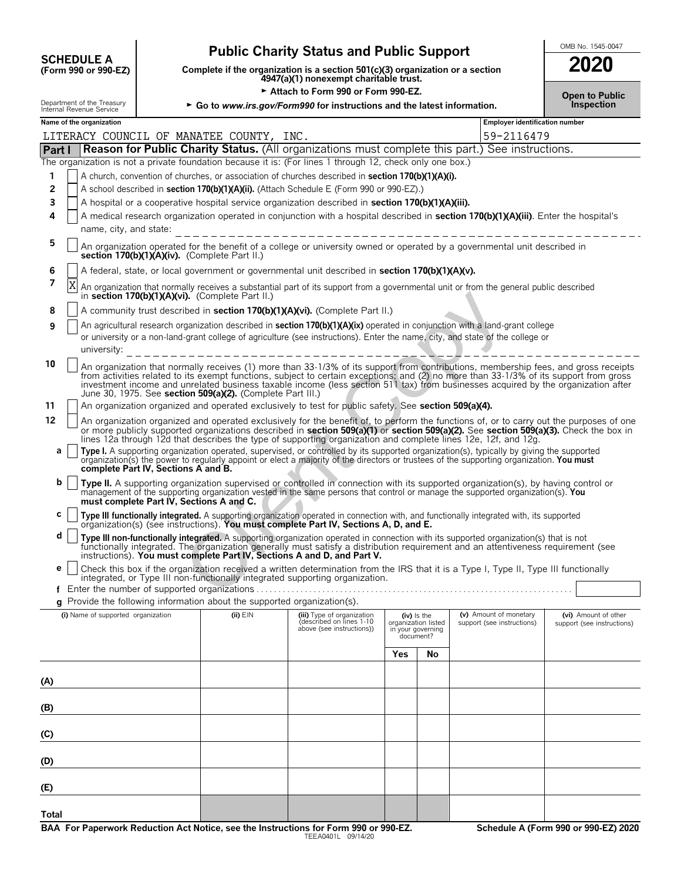**SCHEDULE A**
**(Form 990 or 990-EZ)**

Department of the Treasury
Internal Revenue Service

# Public Charity Status and Public Support

**Complete if the organization is a section 501(c)(3) organization or a section 4947(a)(1) nonexempt charitable trust.**

► **Attach to Form 990 or Form 990-EZ.**

► **Go to *www.irs.gov/Form990* for instructions and the latest information.**

OMB No. 1545-0047

**2020**

**Open to Public Inspection**

**Name of the organization:** LITERACY COUNCIL OF MANATEE COUNTY, INC.

**Employer identification number:** 59-2116479

## Part I — Reason for Public Charity Status. (All organizations must complete this part.) See instructions.

The organization is not a private foundation because it is: (For lines 1 through 12, check only one box.)

1. [ ] A church, convention of churches, or association of churches described in **section 170(b)(1)(A)(i).**
2. [ ] A school described in **section 170(b)(1)(A)(ii).** (Attach Schedule E (Form 990 or 990-EZ).)
3. [ ] A hospital or a cooperative hospital service organization described in **section 170(b)(1)(A)(iii).**
4. [ ] A medical research organization operated in conjunction with a hospital described in **section 170(b)(1)(A)(iii)**. Enter the hospital's name, city, and state:
5. [ ] An organization operated for the benefit of a college or university owned or operated by a governmental unit described in **section 170(b)(1)(A)(iv).** (Complete Part II.)
6. [ ] A federal, state, or local government or governmental unit described in **section 170(b)(1)(A)(v).**
7. [X] An organization that normally receives a substantial part of its support from a governmental unit or from the general public described in **section 170(b)(1)(A)(vi).** (Complete Part II.)
8. [ ] A community trust described in **section 170(b)(1)(A)(vi).** (Complete Part II.)
9. [ ] An agricultural research organization described in **section 170(b)(1)(A)(ix)** operated in conjunction with a land-grant college or university or a non-land-grant college of agriculture (see instructions). Enter the name, city, and state of the college or university:
10. [ ] An organization that normally receives (1) more than 33-1/3% of its support from contributions, membership fees, and gross receipts from activities related to its exempt functions, subject to certain exceptions; and (2) no more than 33-1/3% of its support from gross investment income and unrelated business taxable income (less section 511 tax) from businesses acquired by the organization after June 30, 1975. See **section 509(a)(2).** (Complete Part III.)
11. [ ] An organization organized and operated exclusively to test for public safety. See **section 509(a)(4).**
12. [ ] An organization organized and operated exclusively for the benefit of, to perform the functions of, or to carry out the purposes of one or more publicly supported organizations described in **section 509(a)(1)** or **section 509(a)(2).** See **section 509(a)(3).** Check the box in lines 12a through 12d that describes the type of supporting organization and complete lines 12e, 12f, and 12g.
   - **a** [ ] **Type I.** A supporting organization operated, supervised, or controlled by its supported organization(s), typically by giving the supported organization(s) the power to regularly appoint or elect a majority of the directors or trustees of the supporting organization. **You must complete Part IV, Sections A and B.**
   - **b** [ ] **Type II.** A supporting organization supervised or controlled in connection with its supported organization(s), by having control or management of the supporting organization vested in the same persons that control or manage the supported organization(s). **You must complete Part IV, Sections A and C.**
   - **c** [ ] **Type III functionally integrated.** A supporting organization operated in connection with, and functionally integrated with, its supported organization(s) (see instructions). **You must complete Part IV, Sections A, D, and E.**
   - **d** [ ] **Type III non-functionally integrated.** A supporting organization operated in connection with its supported organization(s) that is not functionally integrated. The organization generally must satisfy a distribution requirement and an attentiveness requirement (see instructions). **You must complete Part IV, Sections A and D, and Part V.**
   - **e** [ ] Check this box if the organization received a written determination from the IRS that it is a Type I, Type II, Type III functionally integrated, or Type III non-functionally integrated supporting organization.
   - **f** Enter the number of supported organizations
   - **g** Provide the following information about the supported organization(s).

| (i) Name of supported organization | (ii) EIN | (iii) Type of organization (described on lines 1-10 above (see instructions)) | (iv) Is the organization listed in your governing document? Yes | No | (v) Amount of monetary support (see instructions) | (vi) Amount of other support (see instructions) |
|---|---|---|---|---|---|---|
| (A) | | | | | | |
| (B) | | | | | | |
| (C) | | | | | | |
| (D) | | | | | | |
| (E) | | | | | | |
| Total | | | | | | |

**BAA For Paperwork Reduction Act Notice, see the Instructions for Form 990 or 990-EZ.** TEEA0401L 09/14/20 **Schedule A (Form 990 or 990-EZ) 2020**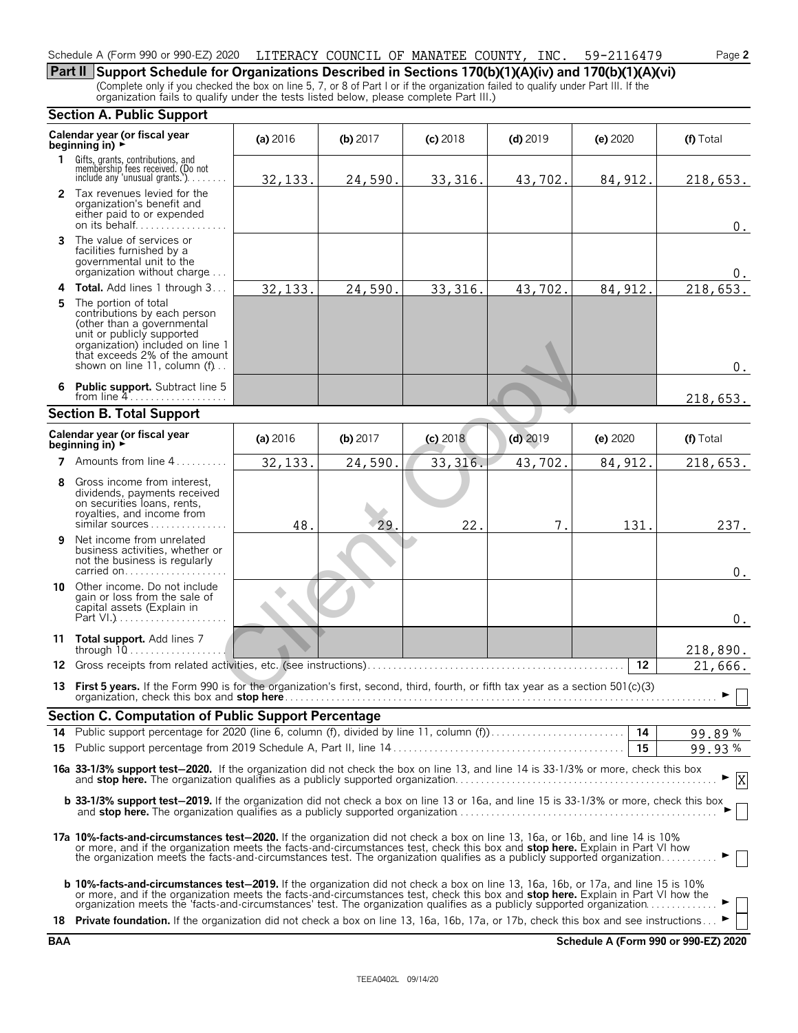Schedule A (Form 990 or 990-EZ) 2020 LITERACY COUNCIL OF MANATEE COUNTY, INC. 59-2116479

## Part II Support Schedule for Organizations Described in Sections 170(b)(1)(A)(iv) and 170(b)(1)(A)(vi)

(Complete only if you checked the box on line 5, 7, or 8 of Part I or if the organization failed to qualify under Part III. If the organization fails to qualify under the tests listed below, please complete Part III.)

### Section A. Public Support

| Calendar year (or fiscal year beginning in) ► | (a) 2016 | (b) 2017 | (c) 2018 | (d) 2019 | (e) 2020 | (f) Total |
|---|---|---|---|---|---|---|
| **1** Gifts, grants, contributions, and membership fees received. (Do not include any 'unusual grants.') | 32,133. | 24,590. | 33,316. | 43,702. | 84,912. | 218,653. |
| **2** Tax revenues levied for the organization's benefit and either paid to or expended on its behalf | | | | | | 0. |
| **3** The value of services or facilities furnished by a governmental unit to the organization without charge | | | | | | 0. |
| **4 Total.** Add lines 1 through 3 | 32,133. | 24,590. | 33,316. | 43,702. | 84,912. | 218,653. |
| **5** The portion of total contributions by each person (other than a governmental unit or publicly supported organization) included on line 1 that exceeds 2% of the amount shown on line 11, column (f) | | | | | | 0. |
| **6 Public support.** Subtract line 5 from line 4 | | | | | | 218,653. |

### Section B. Total Support

| Calendar year (or fiscal year beginning in) ► | (a) 2016 | (b) 2017 | (c) 2018 | (d) 2019 | (e) 2020 | (f) Total |
|---|---|---|---|---|---|---|
| **7** Amounts from line 4 | 32,133. | 24,590. | 33,316. | 43,702. | 84,912. | 218,653. |
| **8** Gross income from interest, dividends, payments received on securities loans, rents, royalties, and income from similar sources | 48. | 29. | 22. | 7. | 131. | 237. |
| **9** Net income from unrelated business activities, whether or not the business is regularly carried on | | | | | | 0. |
| **10** Other income. Do not include gain or loss from the sale of capital assets (Explain in Part VI.) | | | | | | 0. |
| **11 Total support.** Add lines 7 through 10 | | | | | | 218,890. |

**12** Gross receipts from related activities, etc. (see instructions) — **12** — 21,666.

**13 First 5 years.** If the Form 990 is for the organization's first, second, third, fourth, or fifth tax year as a section 501(c)(3) organization, check this box and **stop here** ► ☐

### Section C. Computation of Public Support Percentage

**14** Public support percentage for 2020 (line 6, column (f), divided by line 11, column (f)) — **14** — 99.89 %

**15** Public support percentage from 2019 Schedule A, Part II, line 14 — **15** — 99.93 %

**16a 33-1/3% support test–2020.** If the organization did not check the box on line 13, and line 14 is 33-1/3% or more, check this box and **stop here.** The organization qualifies as a publicly supported organization ► ☒

**b 33-1/3% support test–2019.** If the organization did not check a box on line 13 or 16a, and line 15 is 33-1/3% or more, check this box and **stop here.** The organization qualifies as a publicly supported organization ► ☐

**17a 10%-facts-and-circumstances test–2020.** If the organization did not check a box on line 13, 16a, or 16b, and line 14 is 10% or more, and if the organization meets the facts-and-circumstances test, check this box and **stop here.** Explain in Part VI how the organization meets the facts-and-circumstances test. The organization qualifies as a publicly supported organization ► ☐

**b 10%-facts-and-circumstances test–2019.** If the organization did not check a box on line 13, 16a, 16b, or 17a, and line 15 is 10% or more, and if the organization meets the facts-and-circumstances test, check this box and **stop here.** Explain in Part VI how the organization meets the 'facts-and-circumstances' test. The organization qualifies as a publicly supported organization ► ☐

**18 Private foundation.** If the organization did not check a box on line 13, 16a, 16b, 17a, or 17b, check this box and see instructions ► ☐

**BAA** — **Schedule A (Form 990 or 990-EZ) 2020**

TEEA0402L 09/14/20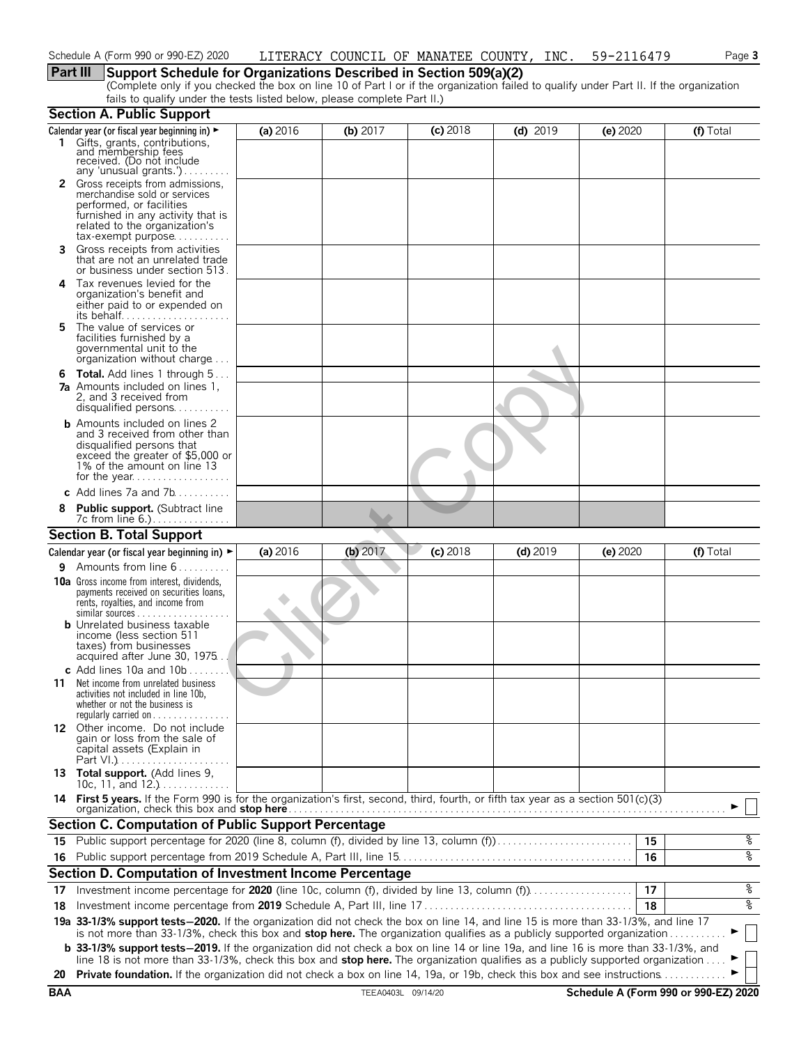Schedule A (Form 990 or 990-EZ) 2020 LITERACY COUNCIL OF MANATEE COUNTY, INC. 59-2116479

## Part III Support Schedule for Organizations Described in Section 509(a)(2)

(Complete only if you checked the box on line 10 of Part I or if the organization failed to qualify under Part II. If the organization fails to qualify under the tests listed below, please complete Part II.)

### Section A. Public Support

| Calendar year (or fiscal year beginning in) ► | (a) 2016 | (b) 2017 | (c) 2018 | (d) 2019 | (e) 2020 | (f) Total |
|---|---|---|---|---|---|---|
| **1** Gifts, grants, contributions, and membership fees received. (Do not include any 'unusual grants.') | | | | | | |
| **2** Gross receipts from admissions, merchandise sold or services performed, or facilities furnished in any activity that is related to the organization's tax-exempt purpose | | | | | | |
| **3** Gross receipts from activities that are not an unrelated trade or business under section 513 | | | | | | |
| **4** Tax revenues levied for the organization's benefit and either paid to or expended on its behalf | | | | | | |
| **5** The value of services or facilities furnished by a governmental unit to the organization without charge | | | | | | |
| **6 Total.** Add lines 1 through 5 | | | | | | |
| **7a** Amounts included on lines 1, 2, and 3 received from disqualified persons | | | | | | |
| **b** Amounts included on lines 2 and 3 received from other than disqualified persons that exceed the greater of $5,000 or 1% of the amount on line 13 for the year | | | | | | |
| **c** Add lines 7a and 7b | | | | | | |
| **8 Public support.** (Subtract line 7c from line 6.) | | | | | | |

### Section B. Total Support

| Calendar year (or fiscal year beginning in) ► | (a) 2016 | (b) 2017 | (c) 2018 | (d) 2019 | (e) 2020 | (f) Total |
|---|---|---|---|---|---|---|
| **9** Amounts from line 6 | | | | | | |
| **10a** Gross income from interest, dividends, payments received on securities loans, rents, royalties, and income from similar sources | | | | | | |
| **b** Unrelated business taxable income (less section 511 taxes) from businesses acquired after June 30, 1975 | | | | | | |
| **c** Add lines 10a and 10b | | | | | | |
| **11** Net income from unrelated business activities not included in line 10b, whether or not the business is regularly carried on | | | | | | |
| **12** Other income. Do not include gain or loss from the sale of capital assets (Explain in Part VI.) | | | | | | |
| **13 Total support.** (Add lines 9, 10c, 11, and 12.) | | | | | | |

**14 First 5 years.** If the Form 990 is for the organization's first, second, third, fourth, or fifth tax year as a section 501(c)(3) organization, check this box and **stop here** ► ☐

### Section C. Computation of Public Support Percentage

| | | | |
|---|---|---|---|
| **15** | Public support percentage for 2020 (line 8, column (f), divided by line 13, column (f)) | 15 | % |
| **16** | Public support percentage from 2019 Schedule A, Part III, line 15 | 16 | % |

### Section D. Computation of Investment Income Percentage

| | | | |
|---|---|---|---|
| **17** | Investment income percentage for **2020** (line 10c, column (f), divided by line 13, column (f)) | 17 | % |
| **18** | Investment income percentage from **2019** Schedule A, Part III, line 17 | 18 | % |

**19a 33-1/3% support tests—2020.** If the organization did not check the box on line 14, and line 15 is more than 33-1/3%, and line 17 is not more than 33-1/3%, check this box and **stop here.** The organization qualifies as a publicly supported organization ► ☐

**b 33-1/3% support tests—2019.** If the organization did not check a box on line 14 or line 19a, and line 16 is more than 33-1/3%, and line 18 is not more than 33-1/3%, check this box and **stop here.** The organization qualifies as a publicly supported organization ► ☐

**20 Private foundation.** If the organization did not check a box on line 14, 19a, or 19b, check this box and see instructions ► ☐

BAA TEEA0403L 09/14/20 Schedule A (Form 990 or 990-EZ) 2020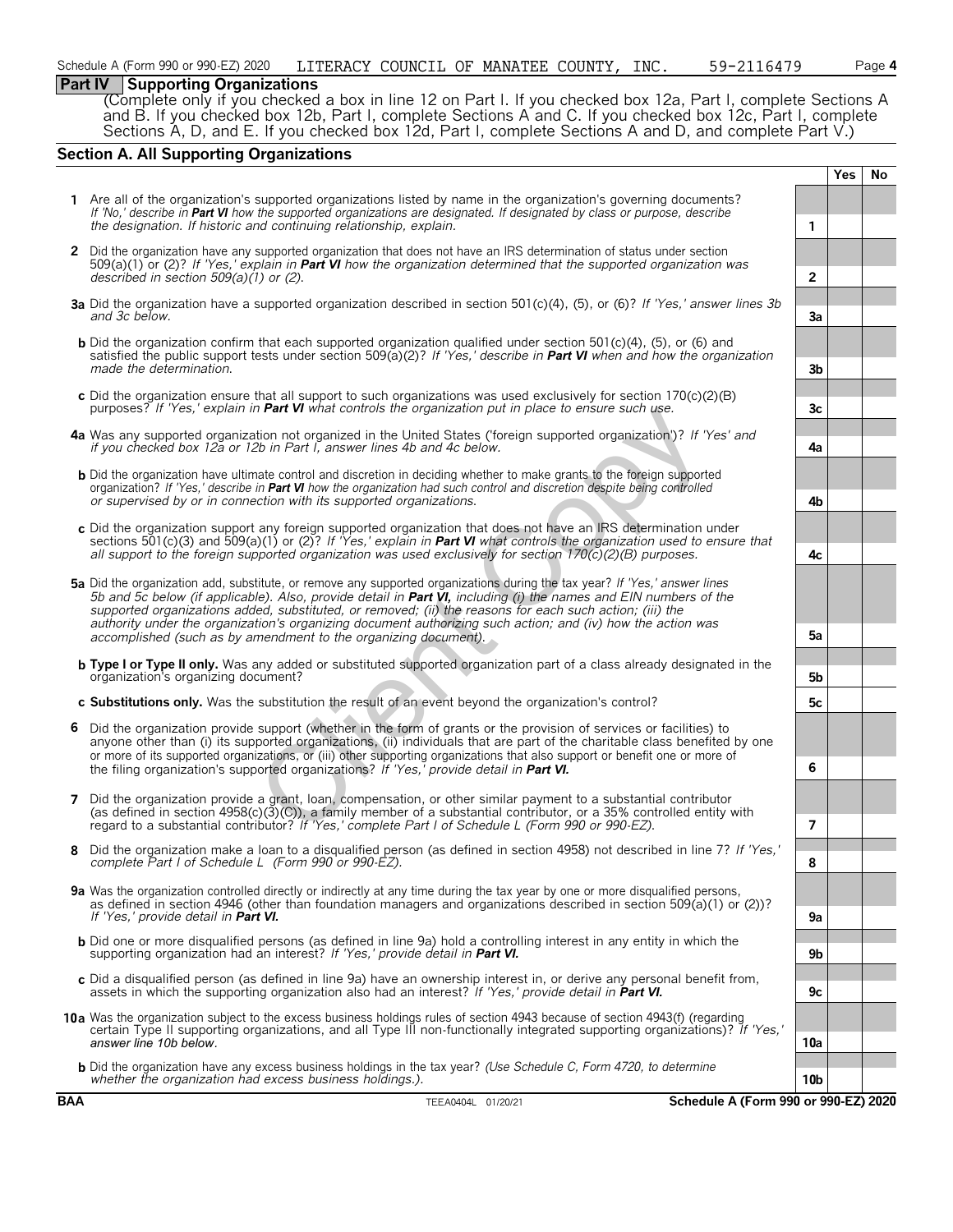Schedule A (Form 990 or 990-EZ) 2020 LITERACY COUNCIL OF MANATEE COUNTY, INC. 59-2116479

## Part IV Supporting Organizations

(Complete only if you checked a box in line 12 on Part I. If you checked box 12a, Part I, complete Sections A and B. If you checked box 12b, Part I, complete Sections A and C. If you checked box 12c, Part I, complete Sections A, D, and E. If you checked box 12d, Part I, complete Sections A and D, and complete Part V.)

### Section A. All Supporting Organizations

| | | | Yes | No |
|---|---|---|---|---|
| **1** | Are all of the organization's supported organizations listed by name in the organization's governing documents? *If 'No,' describe in **Part VI** how the supported organizations are designated. If designated by class or purpose, describe the designation. If historic and continuing relationship, explain.* | 1 | | |
| **2** | Did the organization have any supported organization that does not have an IRS determination of status under section 509(a)(1) or (2)? *If 'Yes,' explain in **Part VI** how the organization determined that the supported organization was described in section 509(a)(1) or (2).* | 2 | | |
| **3a** | Did the organization have a supported organization described in section 501(c)(4), (5), or (6)? *If 'Yes,' answer lines 3b and 3c below.* | 3a | | |
| **b** | Did the organization confirm that each supported organization qualified under section 501(c)(4), (5), or (6) and satisfied the public support tests under section 509(a)(2)? *If 'Yes,' describe in **Part VI** when and how the organization made the determination.* | 3b | | |
| **c** | Did the organization ensure that all support to such organizations was used exclusively for section 170(c)(2)(B) purposes? *If 'Yes,' explain in **Part VI** what controls the organization put in place to ensure such use.* | 3c | | |
| **4a** | Was any supported organization not organized in the United States ('foreign supported organization')? *If 'Yes' and if you checked box 12a or 12b in Part I, answer lines 4b and 4c below.* | 4a | | |
| **b** | Did the organization have ultimate control and discretion in deciding whether to make grants to the foreign supported organization? *If 'Yes,' describe in **Part VI** how the organization had such control and discretion despite being controlled or supervised by or in connection with its supported organizations.* | 4b | | |
| **c** | Did the organization support any foreign supported organization that does not have an IRS determination under sections 501(c)(3) and 509(a)(1) or (2)? *If 'Yes,' explain in **Part VI** what controls the organization used to ensure that all support to the foreign supported organization was used exclusively for section 170(c)(2)(B) purposes.* | 4c | | |
| **5a** | Did the organization add, substitute, or remove any supported organizations during the tax year? *If 'Yes,' answer lines 5b and 5c below (if applicable). Also, provide detail in **Part VI,** including (i) the names and EIN numbers of the supported organizations added, substituted, or removed; (ii) the reasons for each such action; (iii) the authority under the organization's organizing document authorizing such action; and (iv) how the action was accomplished (such as by amendment to the organizing document).* | 5a | | |
| **b** | **Type I or Type II only.** Was any added or substituted supported organization part of a class already designated in the organization's organizing document? | 5b | | |
| **c** | **Substitutions only.** Was the substitution the result of an event beyond the organization's control? | 5c | | |
| **6** | Did the organization provide support (whether in the form of grants or the provision of services or facilities) to anyone other than (i) its supported organizations, (ii) individuals that are part of the charitable class benefited by one or more of its supported organizations, or (iii) other supporting organizations that also support or benefit one or more of the filing organization's supported organizations? *If 'Yes,' provide detail in **Part VI.*** | 6 | | |
| **7** | Did the organization provide a grant, loan, compensation, or other similar payment to a substantial contributor (as defined in section 4958(c)(3)(C)), a family member of a substantial contributor, or a 35% controlled entity with regard to a substantial contributor? *If 'Yes,' complete Part I of Schedule L (Form 990 or 990-EZ).* | 7 | | |
| **8** | Did the organization make a loan to a disqualified person (as defined in section 4958) not described in line 7? *If 'Yes,' complete Part I of Schedule L (Form 990 or 990-EZ).* | 8 | | |
| **9a** | Was the organization controlled directly or indirectly at any time during the tax year by one or more disqualified persons, as defined in section 4946 (other than foundation managers and organizations described in section 509(a)(1) or (2))? *If 'Yes,' provide detail in **Part VI.*** | 9a | | |
| **b** | Did one or more disqualified persons (as defined in line 9a) hold a controlling interest in any entity in which the supporting organization had an interest? *If 'Yes,' provide detail in **Part VI.*** | 9b | | |
| **c** | Did a disqualified person (as defined in line 9a) have an ownership interest in, or derive any personal benefit from, assets in which the supporting organization also had an interest? *If 'Yes,' provide detail in **Part VI.*** | 9c | | |
| **10a** | Was the organization subject to the excess business holdings rules of section 4943 because of section 4943(f) (regarding certain Type II supporting organizations, and all Type III non-functionally integrated supporting organizations)? *If 'Yes,' answer line 10b below.* | 10a | | |
| **b** | Did the organization have any excess business holdings in the tax year? *(Use Schedule C, Form 4720, to determine whether the organization had excess business holdings.).* | 10b | | |

BAA TEEA0404L 01/20/21 Schedule A (Form 990 or 990-EZ) 2020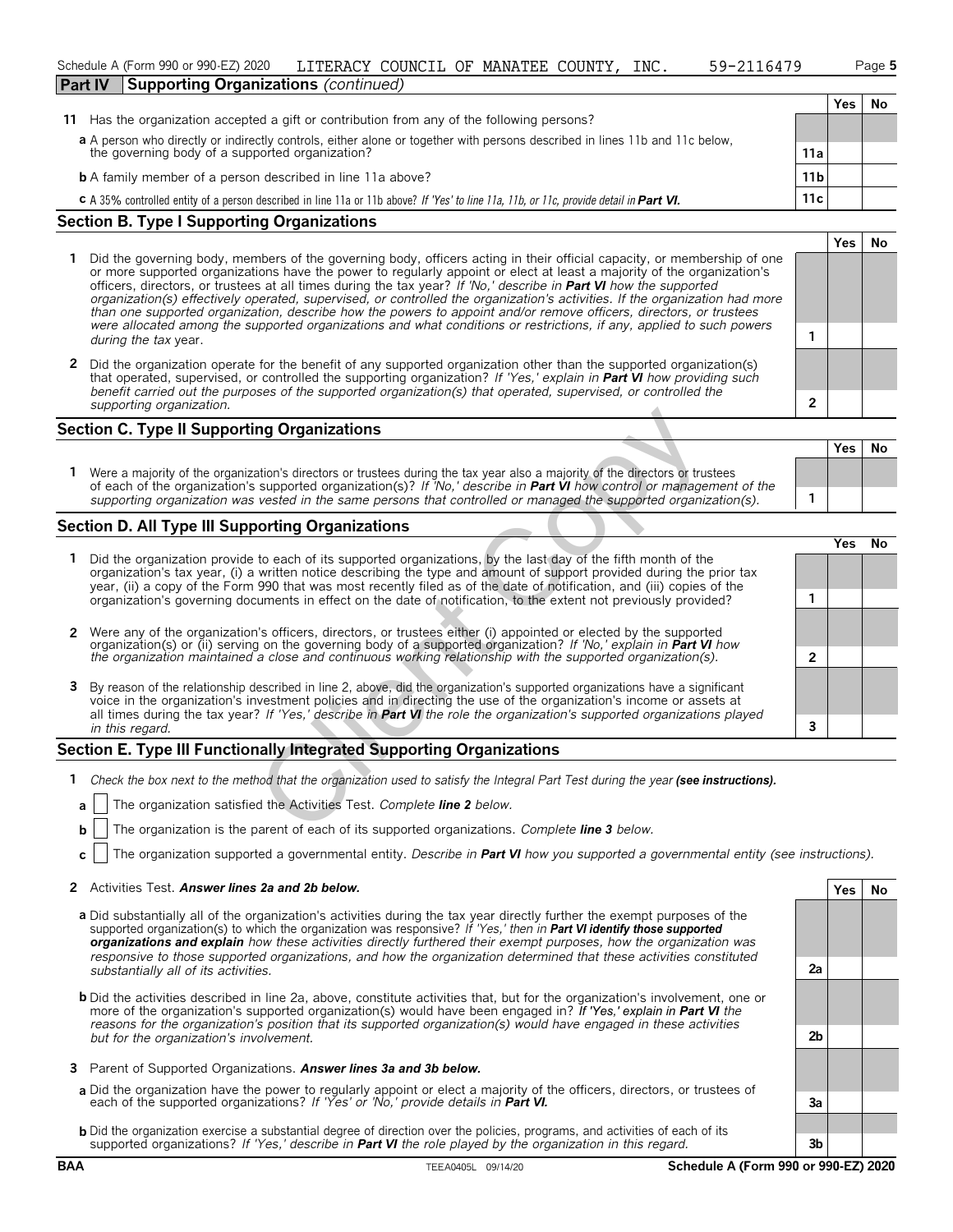Schedule A (Form 990 or 990-EZ) 2020 LITERACY COUNCIL OF MANATEE COUNTY, INC. 59-2116479

## Part IV Supporting Organizations *(continued)*

| | | | Yes | No |
|---|---|---|---|---|
| **11** | Has the organization accepted a gift or contribution from any of the following persons? | | | |
| **a** | A person who directly or indirectly controls, either alone or together with persons described in lines 11b and 11c below, the governing body of a supported organization? | 11a | | |
| **b** | A family member of a person described in line 11a above? | 11b | | |
| **c** | A 35% controlled entity of a person described in line 11a or 11b above? *If 'Yes' to line 11a, 11b, or 11c, provide detail in* ***Part VI.*** | 11c | | |

### Section B. Type I Supporting Organizations

| | | | Yes | No |
|---|---|---|---|---|
| **1** | Did the governing body, members of the governing body, officers acting in their official capacity, or membership of one or more supported organizations have the power to regularly appoint or elect at least a majority of the organization's officers, directors, or trustees at all times during the tax year? *If 'No,' describe in* ***Part VI*** *how the supported organization(s) effectively operated, supervised, or controlled the organization's activities. If the organization had more than one supported organization, describe how the powers to appoint and/or remove officers, directors, or trustees were allocated among the supported organizations and what conditions or restrictions, if any, applied to such powers during the tax* year. | 1 | | |
| **2** | Did the organization operate for the benefit of any supported organization other than the supported organization(s) that operated, supervised, or controlled the supporting organization? *If 'Yes,' explain in* ***Part VI*** *how providing such benefit carried out the purposes of the supported organization(s) that operated, supervised, or controlled the supporting organization.* | 2 | | |

### Section C. Type II Supporting Organizations

| | | | Yes | No |
|---|---|---|---|---|
| **1** | Were a majority of the organization's directors or trustees during the tax year also a majority of the directors or trustees of each of the organization's supported organization(s)? *If 'No,' describe in* ***Part VI*** *how control or management of the supporting organization was vested in the same persons that controlled or managed the supported organization(s).* | 1 | | |

### Section D. All Type III Supporting Organizations

| | | | Yes | No |
|---|---|---|---|---|
| **1** | Did the organization provide to each of its supported organizations, by the last day of the fifth month of the organization's tax year, (i) a written notice describing the type and amount of support provided during the prior tax year, (ii) a copy of the Form 990 that was most recently filed as of the date of notification, and (iii) copies of the organization's governing documents in effect on the date of notification, to the extent not previously provided? | 1 | | |
| **2** | Were any of the organization's officers, directors, or trustees either (i) appointed or elected by the supported organization(s) or (ii) serving on the governing body of a supported organization? *If 'No,' explain in* ***Part VI*** *how the organization maintained a close and continuous working relationship with the supported organization(s).* | 2 | | |
| **3** | By reason of the relationship described in line 2, above, did the organization's supported organizations have a significant voice in the organization's investment policies and in directing the use of the organization's income or assets at all times during the tax year? *If 'Yes,' describe in* ***Part VI*** *the role the organization's supported organizations played in this regard.* | 3 | | |

### Section E. Type III Functionally Integrated Supporting Organizations

**1** *Check the box next to the method that the organization used to satisfy the Integral Part Test during the year* ***(see instructions).***

- **a** ☐ The organization satisfied the Activities Test. *Complete* ***line 2*** *below.*
- **b** ☐ The organization is the parent of each of its supported organizations. *Complete* ***line 3*** *below.*
- **c** ☐ The organization supported a governmental entity. *Describe in* ***Part VI*** *how you supported a governmental entity (see instructions).*

| | | | Yes | No |
|---|---|---|---|---|
| **2** | Activities Test. ***Answer lines 2a and 2b below.*** | | | |
| **a** | Did substantially all of the organization's activities during the tax year directly further the exempt purposes of the supported organization(s) to which the organization was responsive? *If 'Yes,' then in* ***Part VI identify those supported organizations and explain*** *how these activities directly furthered their exempt purposes, how the organization was responsive to those supported organizations, and how the organization determined that these activities constituted substantially all of its activities.* | 2a | | |
| **b** | Did the activities described in line 2a, above, constitute activities that, but for the organization's involvement, one or more of the organization's supported organization(s) would have been engaged in? *If 'Yes,' explain in* ***Part VI*** *the reasons for the organization's position that its supported organization(s) would have engaged in these activities but for the organization's involvement.* | 2b | | |
| **3** | Parent of Supported Organizations. ***Answer lines 3a and 3b below.*** | | | |
| **a** | Did the organization have the power to regularly appoint or elect a majority of the officers, directors, or trustees of each of the supported organizations? *If 'Yes' or 'No,' provide details in* ***Part VI.*** | 3a | | |
| **b** | Did the organization exercise a substantial degree of direction over the policies, programs, and activities of each of its supported organizations? *If 'Yes,' describe in* ***Part VI*** *the role played by the organization in this regard.* | 3b | | |

BAA TEEA0405L 09/14/20 Schedule A (Form 990 or 990-EZ) 2020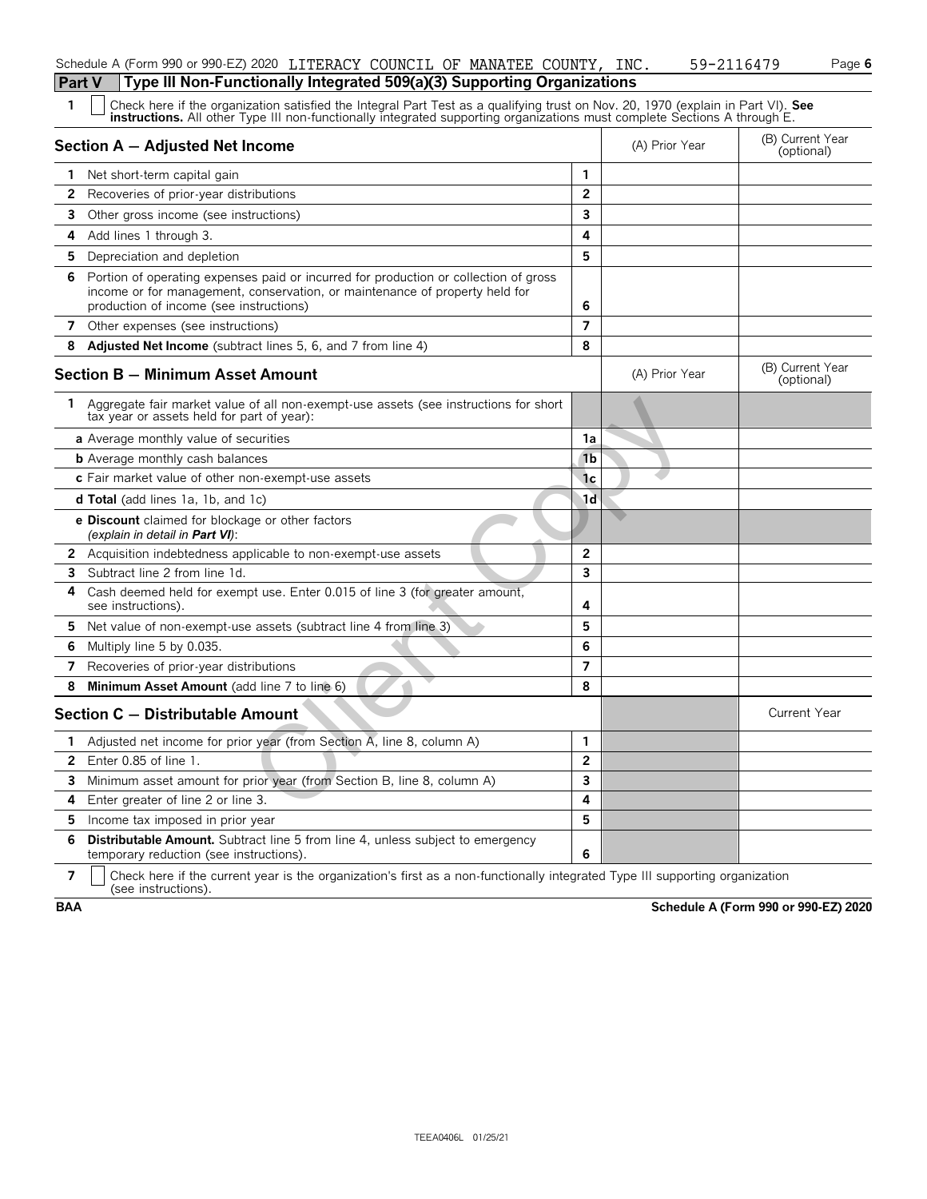Schedule A (Form 990 or 990-EZ) 2020 LITERACY COUNCIL OF MANATEE COUNTY, INC. 59-2116479

## Part V Type III Non-Functionally Integrated 509(a)(3) Supporting Organizations

1 ☐ Check here if the organization satisfied the Integral Part Test as a qualifying trust on Nov. 20, 1970 (explain in Part VI). **See instructions.** All other Type III non-functionally integrated supporting organizations must complete Sections A through E.

| **Section A — Adjusted Net Income** | | (A) Prior Year | (B) Current Year (optional) |
|---|---|---|---|
| **1** Net short-term capital gain | 1 | | |
| **2** Recoveries of prior-year distributions | 2 | | |
| **3** Other gross income (see instructions) | 3 | | |
| **4** Add lines 1 through 3. | 4 | | |
| **5** Depreciation and depletion | 5 | | |
| **6** Portion of operating expenses paid or incurred for production or collection of gross income or for management, conservation, or maintenance of property held for production of income (see instructions) | 6 | | |
| **7** Other expenses (see instructions) | 7 | | |
| **8** **Adjusted Net Income** (subtract lines 5, 6, and 7 from line 4) | 8 | | |

| **Section B — Minimum Asset Amount** | | (A) Prior Year | (B) Current Year (optional) |
|---|---|---|---|
| **1** Aggregate fair market value of all non-exempt-use assets (see instructions for short tax year or assets held for part of year): | | | |
| **a** Average monthly value of securities | 1a | | |
| **b** Average monthly cash balances | 1b | | |
| **c** Fair market value of other non-exempt-use assets | 1c | | |
| **d Total** (add lines 1a, 1b, and 1c) | 1d | | |
| **e Discount** claimed for blockage or other factors *(explain in detail in **Part VI**)*: | | | |
| **2** Acquisition indebtedness applicable to non-exempt-use assets | 2 | | |
| **3** Subtract line 2 from line 1d. | 3 | | |
| **4** Cash deemed held for exempt use. Enter 0.015 of line 3 (for greater amount, see instructions). | 4 | | |
| **5** Net value of non-exempt-use assets (subtract line 4 from line 3) | 5 | | |
| **6** Multiply line 5 by 0.035. | 6 | | |
| **7** Recoveries of prior-year distributions | 7 | | |
| **8** **Minimum Asset Amount** (add line 7 to line 6) | 8 | | |

| **Section C — Distributable Amount** | | | Current Year |
|---|---|---|---|
| **1** Adjusted net income for prior year (from Section A, line 8, column A) | 1 | | |
| **2** Enter 0.85 of line 1. | 2 | | |
| **3** Minimum asset amount for prior year (from Section B, line 8, column A) | 3 | | |
| **4** Enter greater of line 2 or line 3. | 4 | | |
| **5** Income tax imposed in prior year | 5 | | |
| **6** **Distributable Amount.** Subtract line 5 from line 4, unless subject to emergency temporary reduction (see instructions). | 6 | | |

7 ☐ Check here if the current year is the organization's first as a non-functionally integrated Type III supporting organization (see instructions).

**BAA** **Schedule A (Form 990 or 990-EZ) 2020**

TEEA0406L 01/25/21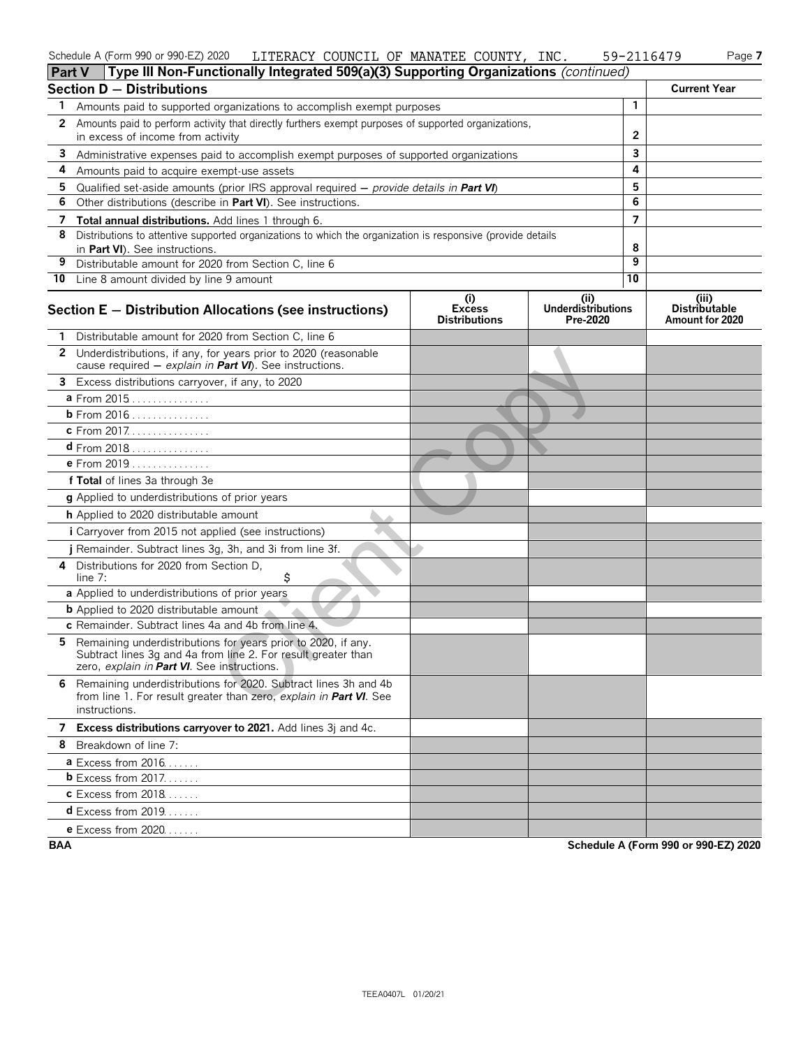**Part V** Type III Non-Functionally Integrated 509(a)(3) Supporting Organizations *(continued)*

| Section D – Distributions | | Current Year |
|---|---|---|
| **1** Amounts paid to supported organizations to accomplish exempt purposes | 1 | |
| **2** Amounts paid to perform activity that directly furthers exempt purposes of supported organizations, in excess of income from activity | 2 | |
| **3** Administrative expenses paid to accomplish exempt purposes of supported organizations | 3 | |
| **4** Amounts paid to acquire exempt-use assets | 4 | |
| **5** Qualified set-aside amounts (prior IRS approval required – *provide details in* ***Part VI***) | 5 | |
| **6** Other distributions (describe in **Part VI**). See instructions. | 6 | |
| **7** **Total annual distributions.** Add lines 1 through 6. | 7 | |
| **8** Distributions to attentive supported organizations to which the organization is responsive (provide details in **Part VI**). See instructions. | 8 | |
| **9** Distributable amount for 2020 from Section C, line 6 | 9 | |
| **10** Line 8 amount divided by line 9 amount | 10 | |

| Section E – Distribution Allocations (see instructions) | (i) Excess Distributions | (ii) Underdistributions Pre-2020 | (iii) Distributable Amount for 2020 |
|---|---|---|---|
| **1** Distributable amount for 2020 from Section C, line 6 | | | |
| **2** Underdistributions, if any, for years prior to 2020 (reasonable cause required – *explain in* ***Part VI***). See instructions. | | | |
| **3** Excess distributions carryover, if any, to 2020 | | | |
| **a** From 2015 | | | |
| **b** From 2016 | | | |
| **c** From 2017 | | | |
| **d** From 2018 | | | |
| **e** From 2019 | | | |
| **f Total** of lines 3a through 3e | | | |
| **g** Applied to underdistributions of prior years | | | |
| **h** Applied to 2020 distributable amount | | | |
| **i** Carryover from 2015 not applied (see instructions) | | | |
| **j** Remainder. Subtract lines 3g, 3h, and 3i from line 3f. | | | |
| **4** Distributions for 2020 from Section D, line 7: $ | | | |
| **a** Applied to underdistributions of prior years | | | |
| **b** Applied to 2020 distributable amount | | | |
| **c** Remainder. Subtract lines 4a and 4b from line 4. | | | |
| **5** Remaining underdistributions for years prior to 2020, if any. Subtract lines 3g and 4a from line 2. For result greater than zero, *explain in* ***Part VI***. See instructions. | | | |
| **6** Remaining underdistributions for 2020. Subtract lines 3h and 4b from line 1. For result greater than zero, *explain in* ***Part VI***. See instructions. | | | |
| **7** **Excess distributions carryover to 2021.** Add lines 3j and 4c. | | | |
| **8** Breakdown of line 7: | | | |
| **a** Excess from 2016 | | | |
| **b** Excess from 2017 | | | |
| **c** Excess from 2018 | | | |
| **d** Excess from 2019 | | | |
| **e** Excess from 2020 | | | |

Client Copy

TEEA0407L 01/20/21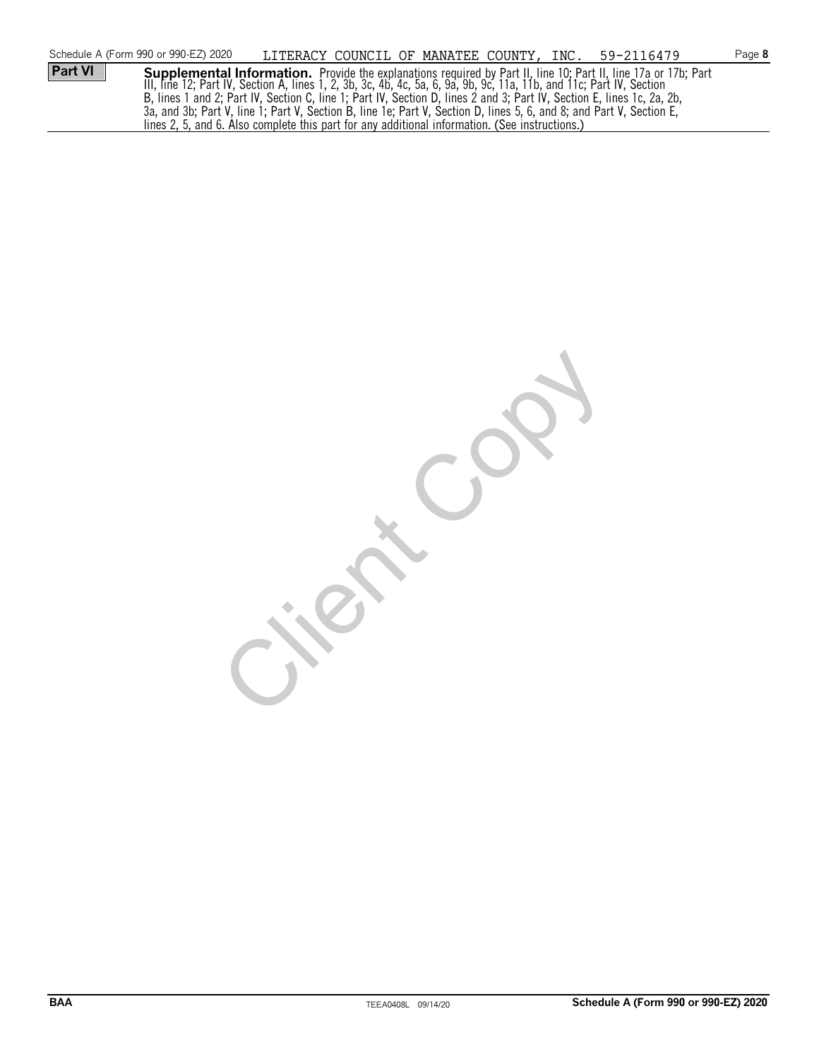Schedule A (Form 990 or 990-EZ) 2020 LITERACY COUNCIL OF MANATEE COUNTY, INC. 59-2116479

**Part VI** **Supplemental Information.** Provide the explanations required by Part II, line 10; Part II, line 17a or 17b; Part III, line 12; Part IV, Section A, lines 1, 2, 3b, 3c, 4b, 4c, 5a, 6, 9a, 9b, 9c, 11a, 11b, and 11c; Part IV, Section B, lines 1 and 2; Part IV, Section C, line 1; Part IV, Section D, lines 2 and 3; Part IV, Section E, lines 1c, 2a, 2b, 3a, and 3b; Part V, line 1; Part V, Section B, line 1e; Part V, Section D, lines 5, 6, and 8; and Part V, Section E, lines 2, 5, and 6. Also complete this part for any additional information. (See instructions.)

Client Copy

BAA TEEA0408L 09/14/20 **Schedule A (Form 990 or 990-EZ) 2020**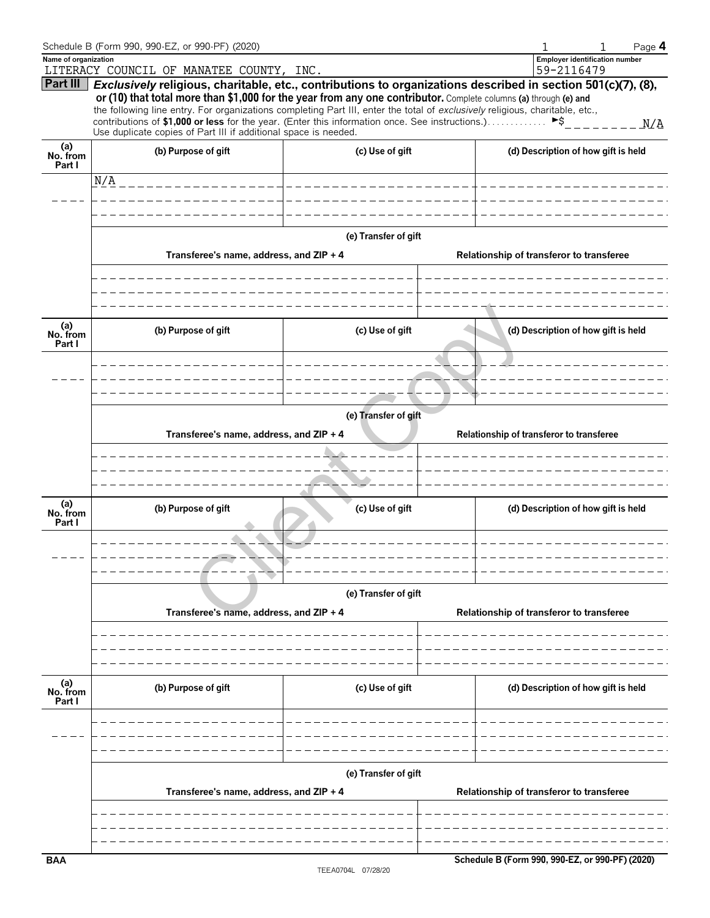Schedule B (Form 990, 990-EZ, or 990-PF) (2020)

**Name of organization**
LITERACY COUNCIL OF MANATEE COUNTY, INC.

**Employer identification number**
59-2116479

**Part III** ***Exclusively*** **religious, charitable, etc., contributions to organizations described in section 501(c)(7), (8), or (10) that total more than $1,000 for the year from any one contributor.** Complete columns **(a)** through **(e)** and the following line entry. For organizations completing Part III, enter the total of *exclusively* religious, charitable, etc., contributions of **$1,000 or less** for the year. (Enter this information once. See instructions.) . . . . . . . . . . . . ►$ N/A

Use duplicate copies of Part III if additional space is needed.

| (a) No. from Part I | (b) Purpose of gift | (c) Use of gift | (d) Description of how gift is held |
|---|---|---|---|
| | N/A | | |

**(e) Transfer of gift**

| Transferee's name, address, and ZIP + 4 | Relationship of transferor to transferee |
|---|---|
| | |

| (a) No. from Part I | (b) Purpose of gift | (c) Use of gift | (d) Description of how gift is held |
|---|---|---|---|
| | | | |

**(e) Transfer of gift**

| Transferee's name, address, and ZIP + 4 | Relationship of transferor to transferee |
|---|---|
| | |

| (a) No. from Part I | (b) Purpose of gift | (c) Use of gift | (d) Description of how gift is held |
|---|---|---|---|
| | | | |

**(e) Transfer of gift**

| Transferee's name, address, and ZIP + 4 | Relationship of transferor to transferee |
|---|---|
| | |

| (a) No. from Part I | (b) Purpose of gift | (c) Use of gift | (d) Description of how gift is held |
|---|---|---|---|
| | | | |

**(e) Transfer of gift**

| Transferee's name, address, and ZIP + 4 | Relationship of transferor to transferee |
|---|---|
| | |

BAA    TEEA0704L 07/28/20    **Schedule B (Form 990, 990-EZ, or 990-PF) (2020)**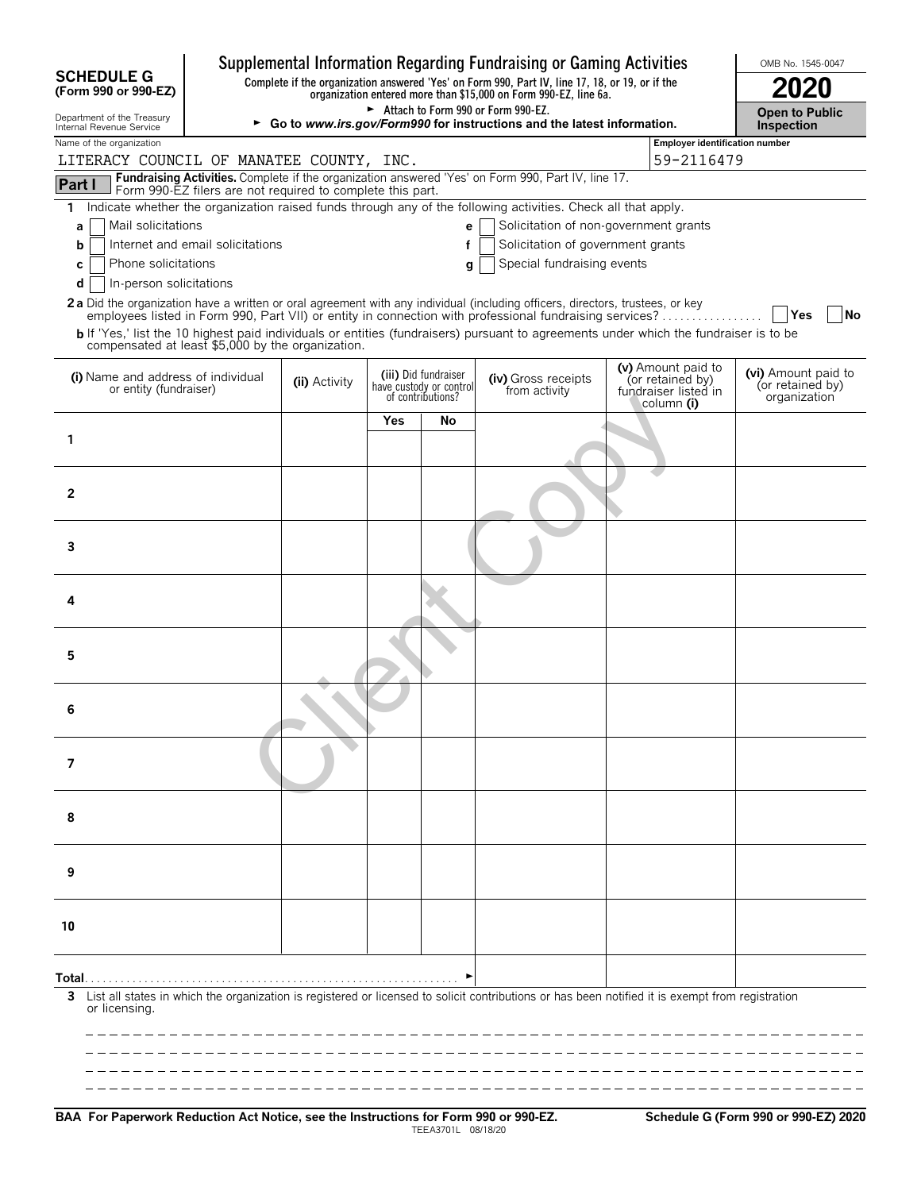**SCHEDULE G**
**(Form 990 or 990-EZ)**

Department of the Treasury
Internal Revenue Service

# Supplemental Information Regarding Fundraising or Gaming Activities

**Complete if the organization answered 'Yes' on Form 990, Part IV, line 17, 18, or 19, or if the organization entered more than $15,000 on Form 990-EZ, line 6a.**

► Attach to Form 990 or Form 990-EZ.

► **Go to *www.irs.gov/Form990* for instructions and the latest information.**

OMB No. 1545-0047

**2020**

**Open to Public Inspection**

Name of the organization: LITERACY COUNCIL OF MANATEE COUNTY, INC.

Employer identification number: 59-2116479

**Part I** **Fundraising Activities.** Complete if the organization answered 'Yes' on Form 990, Part IV, line 17. Form 990-EZ filers are not required to complete this part.

1 Indicate whether the organization raised funds through any of the following activities. Check all that apply.

- a ☐ Mail solicitations
- b ☐ Internet and email solicitations
- c ☐ Phone solicitations
- d ☐ In-person solicitations
- e ☐ Solicitation of non-government grants
- f ☐ Solicitation of government grants
- g ☐ Special fundraising events

**2 a** Did the organization have a written or oral agreement with any individual (including officers, directors, trustees, or key employees listed in Form 990, Part VII) or entity in connection with professional fundraising services? ☐ **Yes** ☐ **No**

**b** If 'Yes,' list the 10 highest paid individuals or entities (fundraisers) pursuant to agreements under which the fundraiser is to be compensated at least $5,000 by the organization.

| (i) Name and address of individual or entity (fundraiser) | (ii) Activity | (iii) Did fundraiser have custody or control of contributions? | | (iv) Gross receipts from activity | (v) Amount paid to (or retained by) fundraiser listed in column (i) | (vi) Amount paid to (or retained by) organization |
|---|---|---|---|---|---|---|
| | | Yes | No | | | |
| 1 | | | | | | |
| 2 | | | | | | |
| 3 | | | | | | |
| 4 | | | | | | |
| 5 | | | | | | |
| 6 | | | | | | |
| 7 | | | | | | |
| 8 | | | | | | |
| 9 | | | | | | |
| 10 | | | | | | |
| **Total** ► | | | | | | |

**3** List all states in which the organization is registered or licensed to solicit contributions or has been notified it is exempt from registration or licensing.

**BAA For Paperwork Reduction Act Notice, see the Instructions for Form 990 or 990-EZ.** TEEA3701L 08/18/20 **Schedule G (Form 990 or 990-EZ) 2020**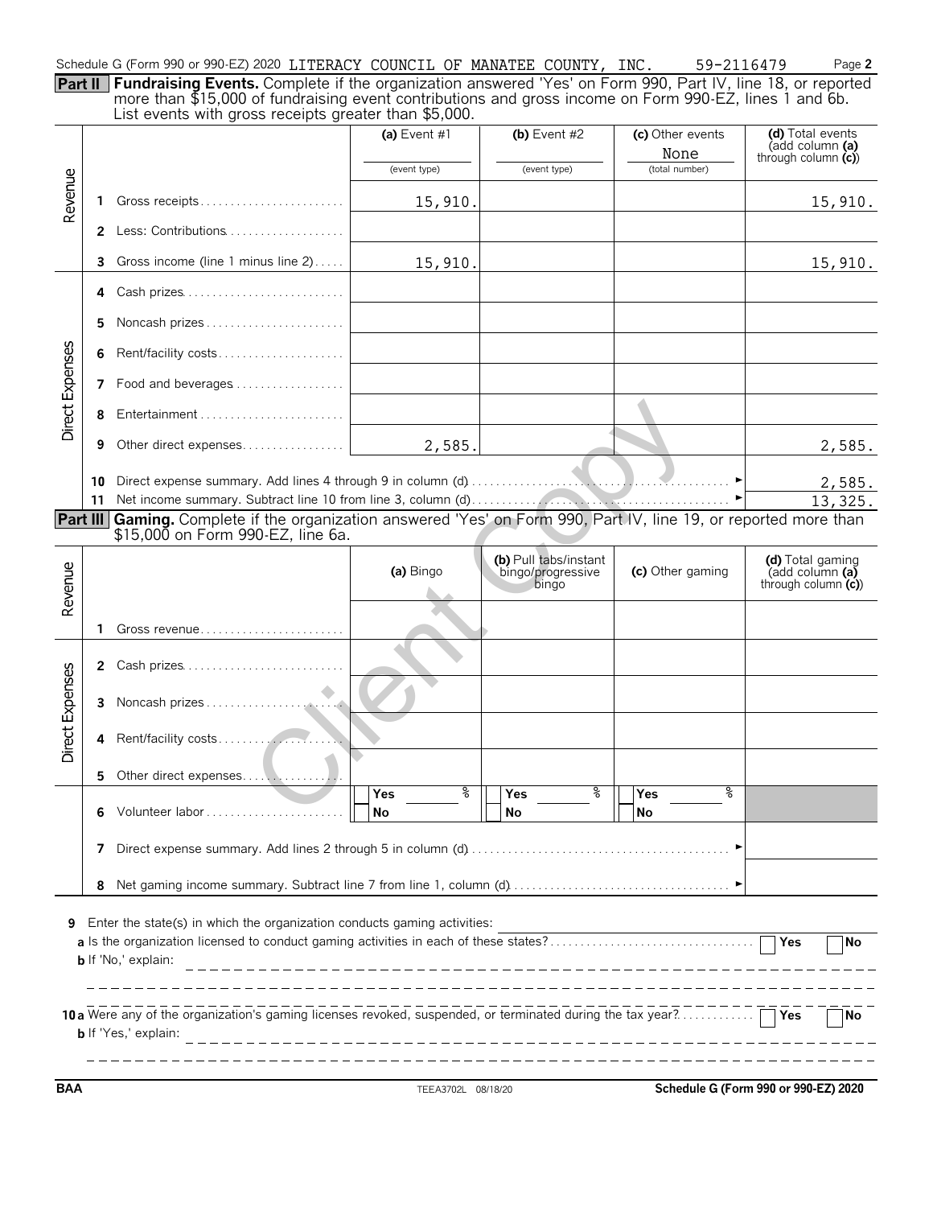Schedule G (Form 990 or 990-EZ) 2020 LITERACY COUNCIL OF MANATEE COUNTY, INC. 59-2116479 Page **2**

**Part II** **Fundraising Events.** Complete if the organization answered 'Yes' on Form 990, Part IV, line 18, or reported more than $15,000 of fundraising event contributions and gross income on Form 990-EZ, lines 1 and 6b. List events with gross receipts greater than $5,000.

| | | | (a) Event #1 (event type) | (b) Event #2 (event type) | (c) Other events None (total number) | (d) Total events (add column (a) through column (c)) |
|---|---|---|---|---|---|---|
| Revenue | 1 | Gross receipts | 15,910. | | | 15,910. |
| | 2 | Less: Contributions | | | | |
| | 3 | Gross income (line 1 minus line 2) | 15,910. | | | 15,910. |
| Direct Expenses | 4 | Cash prizes | | | | |
| | 5 | Noncash prizes | | | | |
| | 6 | Rent/facility costs | | | | |
| | 7 | Food and beverages | | | | |
| | 8 | Entertainment | | | | |
| | 9 | Other direct expenses | 2,585. | | | 2,585. |
| | 10 | Direct expense summary. Add lines 4 through 9 in column (d) | | | | 2,585. |
| | 11 | Net income summary. Subtract line 10 from line 3, column (d) | | | | 13,325. |

**Part III** **Gaming.** Complete if the organization answered 'Yes' on Form 990, Part IV, line 19, or reported more than $15,000 on Form 990-EZ, line 6a.

| | | | (a) Bingo | (b) Pull tabs/instant bingo/progressive bingo | (c) Other gaming | (d) Total gaming (add column (a) through column (c)) |
|---|---|---|---|---|---|---|
| Revenue | 1 | Gross revenue | | | | |
| Direct Expenses | 2 | Cash prizes | | | | |
| | 3 | Noncash prizes | | | | |
| | 4 | Rent/facility costs | | | | |
| | 5 | Other direct expenses | | | | |
| | 6 | Volunteer labor | Yes ___ % No | Yes ___ % No | Yes ___ % No | |
| | 7 | Direct expense summary. Add lines 2 through 5 in column (d) | | | | |
| | 8 | Net gaming income summary. Subtract line 7 from line 1, column (d) | | | | |

**9** Enter the state(s) in which the organization conducts gaming activities:

**a** Is the organization licensed to conduct gaming activities in each of these states? ☐ Yes ☐ No

**b** If 'No,' explain:

**10a** Were any of the organization's gaming licenses revoked, suspended, or terminated during the tax year? ☐ Yes ☐ No

**b** If 'Yes,' explain:

BAA TEEA3702L 08/18/20 **Schedule G (Form 990 or 990-EZ) 2020**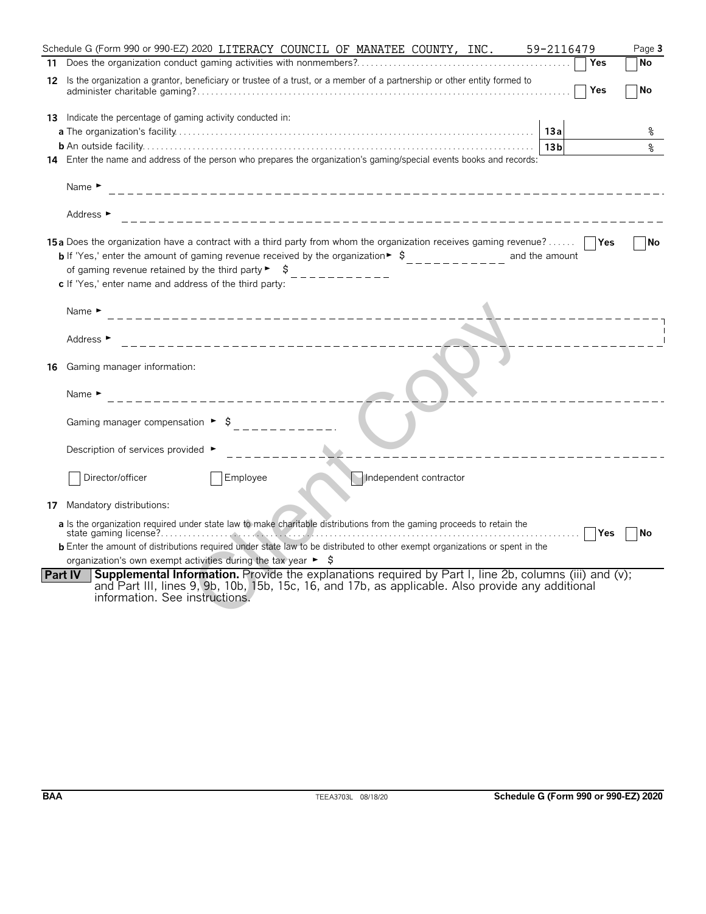Schedule G (Form 990 or 990-EZ) 2020 LITERACY COUNCIL OF MANATEE COUNTY, INC. 59-2116479

**11** Does the organization conduct gaming activities with nonmembers? ☐ Yes ☐ No

**12** Is the organization a grantor, beneficiary or trustee of a trust, or a member of a partnership or other entity formed to administer charitable gaming? ☐ Yes ☐ No

**13** Indicate the percentage of gaming activity conducted in:

**a** The organization's facility **13a** %

**b** An outside facility **13b** %

**14** Enter the name and address of the person who prepares the organization's gaming/special events books and records:

Name ►

Address ►

**15a** Does the organization have a contract with a third party from whom the organization receives gaming revenue? ☐ Yes ☐ No

**b** If 'Yes,' enter the amount of gaming revenue received by the organization ► $ and the amount of gaming revenue retained by the third party ► $

**c** If 'Yes,' enter name and address of the third party:

Name ►

Address ►

**16** Gaming manager information:

Name ►

Gaming manager compensation ► $

Description of services provided ►

☐ Director/officer ☐ Employee ☐ Independent contractor

**17** Mandatory distributions:

**a** Is the organization required under state law to make charitable distributions from the gaming proceeds to retain the state gaming license? ☐ Yes ☐ No

**b** Enter the amount of distributions required under state law to be distributed to other exempt organizations or spent in the organization's own exempt activities during the tax year ► $

**Part IV** **Supplemental Information.** Provide the explanations required by Part I, line 2b, columns (iii) and (v); and Part III, lines 9, 9b, 10b, 15b, 15c, 16, and 17b, as applicable. Also provide any additional information. See instructions.

BAA TEEA3703L 08/18/20 **Schedule G (Form 990 or 990-EZ) 2020**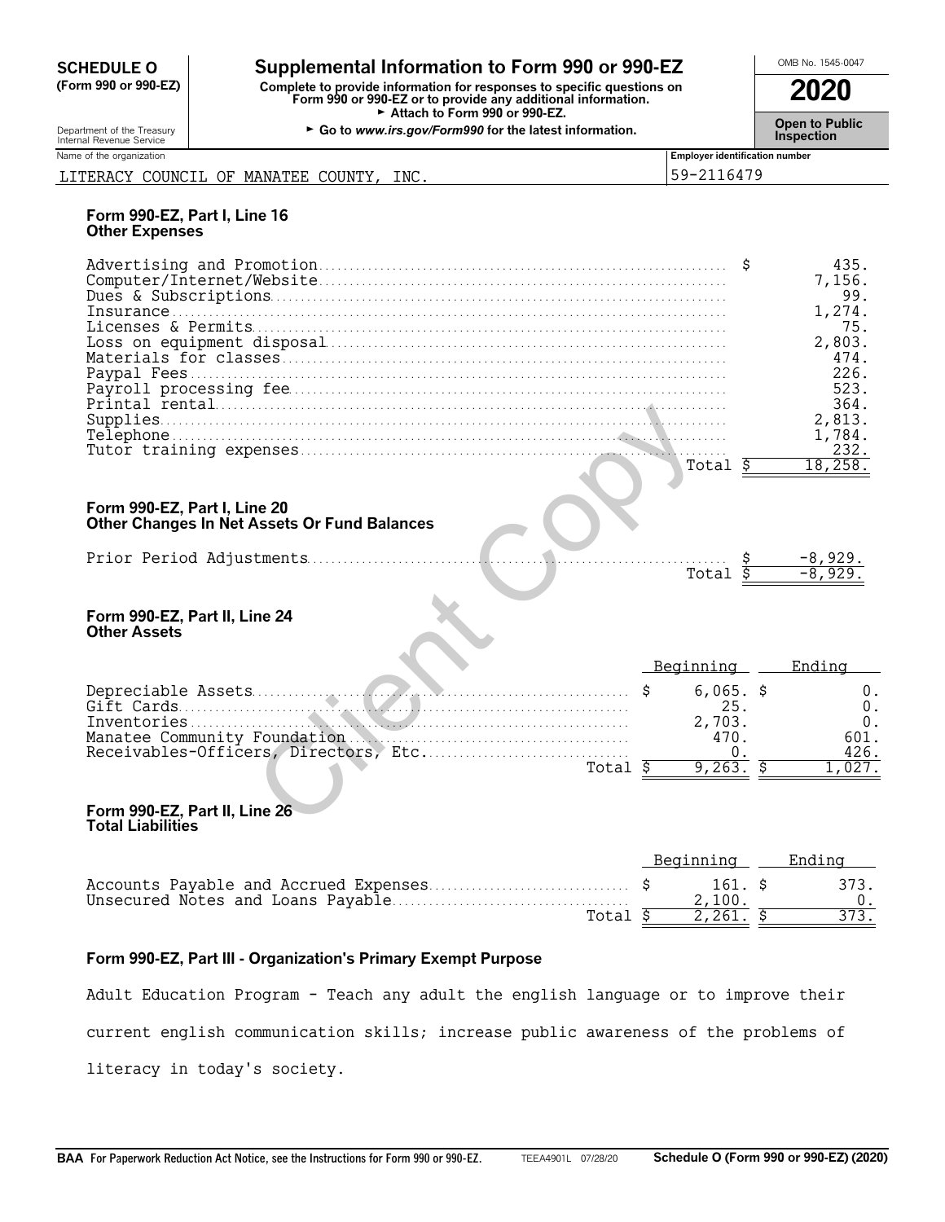**SCHEDULE O (Form 990 or 990-EZ)**

Department of the Treasury
Internal Revenue Service

# Supplemental Information to Form 990 or 990-EZ

**Complete to provide information for responses to specific questions on Form 990 or 990-EZ or to provide any additional information.**
► Attach to Form 990 or 990-EZ.
► Go to *www.irs.gov/Form990* for the latest information.

OMB No. 1545-0047

**2020**

**Open to Public Inspection**

| Name of the organization | Employer identification number |
|---|---|
| LITERACY COUNCIL OF MANATEE COUNTY, INC. | 59-2116479 |

### Form 990-EZ, Part I, Line 16
### Other Expenses

| | |
|---|---|
| Advertising and Promotion | $ 435. |
| Computer/Internet/Website | 7,156. |
| Dues & Subscriptions | 99. |
| Insurance | 1,274. |
| Licenses & Permits | 75. |
| Loss on equipment disposal | 2,803. |
| Materials for classes | 474. |
| Paypal Fees | 226. |
| Payroll processing fee | 523. |
| Printal rental | 364. |
| Supplies | 2,813. |
| Telephone | 1,784. |
| Tutor training expenses | 232. |
| Total | $ 18,258. |

### Form 990-EZ, Part I, Line 20
### Other Changes In Net Assets Or Fund Balances

| | |
|---|---|
| Prior Period Adjustments | $ -8,929. |
| Total | $ -8,929. |

### Form 990-EZ, Part II, Line 24
### Other Assets

| | Beginning | Ending |
|---|---|---|
| Depreciable Assets | $ 6,065. | $ 0. |
| Gift Cards | 25. | 0. |
| Inventories | 2,703. | 0. |
| Manatee Community Foundation | 470. | 601. |
| Receivables-Officers, Directors, Etc. | 0. | 426. |
| Total | $ 9,263. | $ 1,027. |

### Form 990-EZ, Part II, Line 26
### Total Liabilities

| | Beginning | Ending |
|---|---|---|
| Accounts Payable and Accrued Expenses | $ 161. | $ 373. |
| Unsecured Notes and Loans Payable | 2,100. | 0. |
| Total | $ 2,261. | $ 373. |

### Form 990-EZ, Part III - Organization's Primary Exempt Purpose

Adult Education Program - Teach any adult the english language or to improve their current english communication skills; increase public awareness of the problems of literacy in today's society.

**BAA** For Paperwork Reduction Act Notice, see the Instructions for Form 990 or 990-EZ. TEEA4901L 07/28/20 **Schedule O (Form 990 or 990-EZ) (2020)**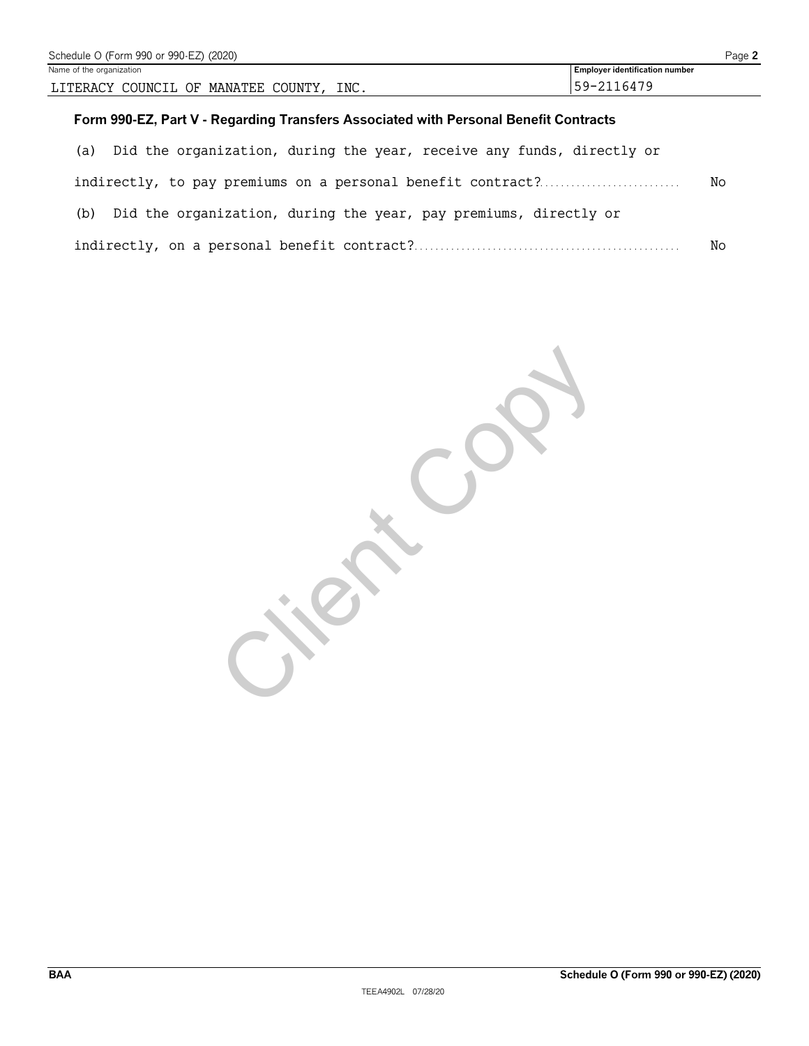Name of the organization: LITERACY COUNCIL OF MANATEE COUNTY, INC.

Employer identification number: 59-2116479

### Form 990-EZ, Part V - Regarding Transfers Associated with Personal Benefit Contracts

(a) Did the organization, during the year, receive any funds, directly or indirectly, to pay premiums on a personal benefit contract? ........ No

(b) Did the organization, during the year, pay premiums, directly or indirectly, on a personal benefit contract? ........ No

Client Copy

BAA

TEEA4902L 07/28/20